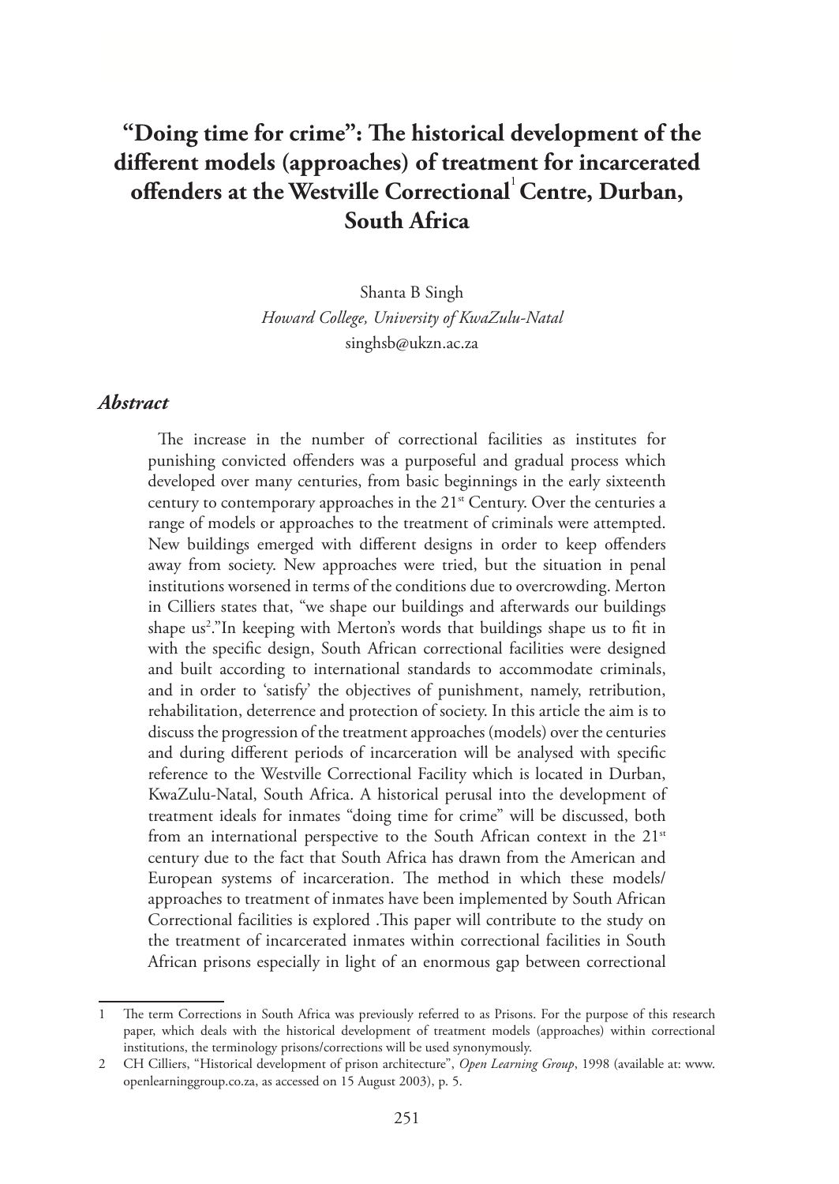# "Doing time for crime": The historical development of the different models (approaches) of treatment for incarcerated offenders at the Westville Correctional[1] Centre, Durban, South Africa

Shanta B Singh
*Howard College, University of KwaZulu-Natal*
singhsb@ukzn.ac.za

## *Abstract*

The increase in the number of correctional facilities as institutes for punishing convicted offenders was a purposeful and gradual process which developed over many centuries, from basic beginnings in the early sixteenth century to contemporary approaches in the 21st Century. Over the centuries a range of models or approaches to the treatment of criminals were attempted. New buildings emerged with different designs in order to keep offenders away from society. New approaches were tried, but the situation in penal institutions worsened in terms of the conditions due to overcrowding. Merton in Cilliers states that, "we shape our buildings and afterwards our buildings shape us[2]."In keeping with Merton's words that buildings shape us to fit in with the specific design, South African correctional facilities were designed and built according to international standards to accommodate criminals, and in order to 'satisfy' the objectives of punishment, namely, retribution, rehabilitation, deterrence and protection of society. In this article the aim is to discuss the progression of the treatment approaches (models) over the centuries and during different periods of incarceration will be analysed with specific reference to the Westville Correctional Facility which is located in Durban, KwaZulu-Natal, South Africa. A historical perusal into the development of treatment ideals for inmates "doing time for crime" will be discussed, both from an international perspective to the South African context in the 21st century due to the fact that South Africa has drawn from the American and European systems of incarceration. The method in which these models/approaches to treatment of inmates have been implemented by South African Correctional facilities is explored .This paper will contribute to the study on the treatment of incarcerated inmates within correctional facilities in South African prisons especially in light of an enormous gap between correctional

---

1 The term Corrections in South Africa was previously referred to as Prisons. For the purpose of this research paper, which deals with the historical development of treatment models (approaches) within correctional institutions, the terminology prisons/corrections will be used synonymously.

2 CH Cilliers, "Historical development of prison architecture", *Open Learning Group*, 1998 (available at: www.openlearninggroup.co.za, as accessed on 15 August 2003), p. 5.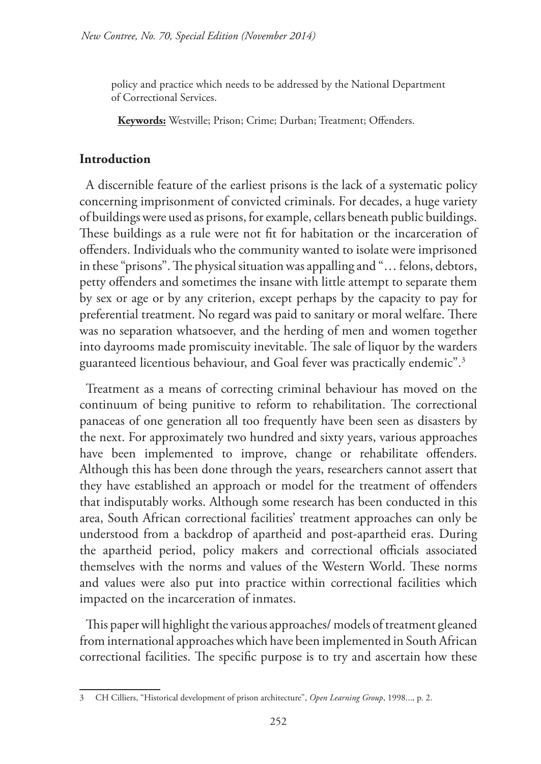policy and practice which needs to be addressed by the National Department of Correctional Services.

**Keywords:** Westville; Prison; Crime; Durban; Treatment; Offenders.

## Introduction

A discernible feature of the earliest prisons is the lack of a systematic policy concerning imprisonment of convicted criminals. For decades, a huge variety of buildings were used as prisons, for example, cellars beneath public buildings. These buildings as a rule were not fit for habitation or the incarceration of offenders. Individuals who the community wanted to isolate were imprisoned in these "prisons". The physical situation was appalling and "… felons, debtors, petty offenders and sometimes the insane with little attempt to separate them by sex or age or by any criterion, except perhaps by the capacity to pay for preferential treatment. No regard was paid to sanitary or moral welfare. There was no separation whatsoever, and the herding of men and women together into dayrooms made promiscuity inevitable. The sale of liquor by the warders guaranteed licentious behaviour, and Goal fever was practically endemic".[3]

Treatment as a means of correcting criminal behaviour has moved on the continuum of being punitive to reform to rehabilitation. The correctional panaceas of one generation all too frequently have been seen as disasters by the next. For approximately two hundred and sixty years, various approaches have been implemented to improve, change or rehabilitate offenders. Although this has been done through the years, researchers cannot assert that they have established an approach or model for the treatment of offenders that indisputably works. Although some research has been conducted in this area, South African correctional facilities' treatment approaches can only be understood from a backdrop of apartheid and post-apartheid eras. During the apartheid period, policy makers and correctional officials associated themselves with the norms and values of the Western World. These norms and values were also put into practice within correctional facilities which impacted on the incarceration of inmates.

This paper will highlight the various approaches/ models of treatment gleaned from international approaches which have been implemented in South African correctional facilities. The specific purpose is to try and ascertain how these

---

3 CH Cilliers, "Historical development of prison architecture", *Open Learning Group*, 1998..., p. 2.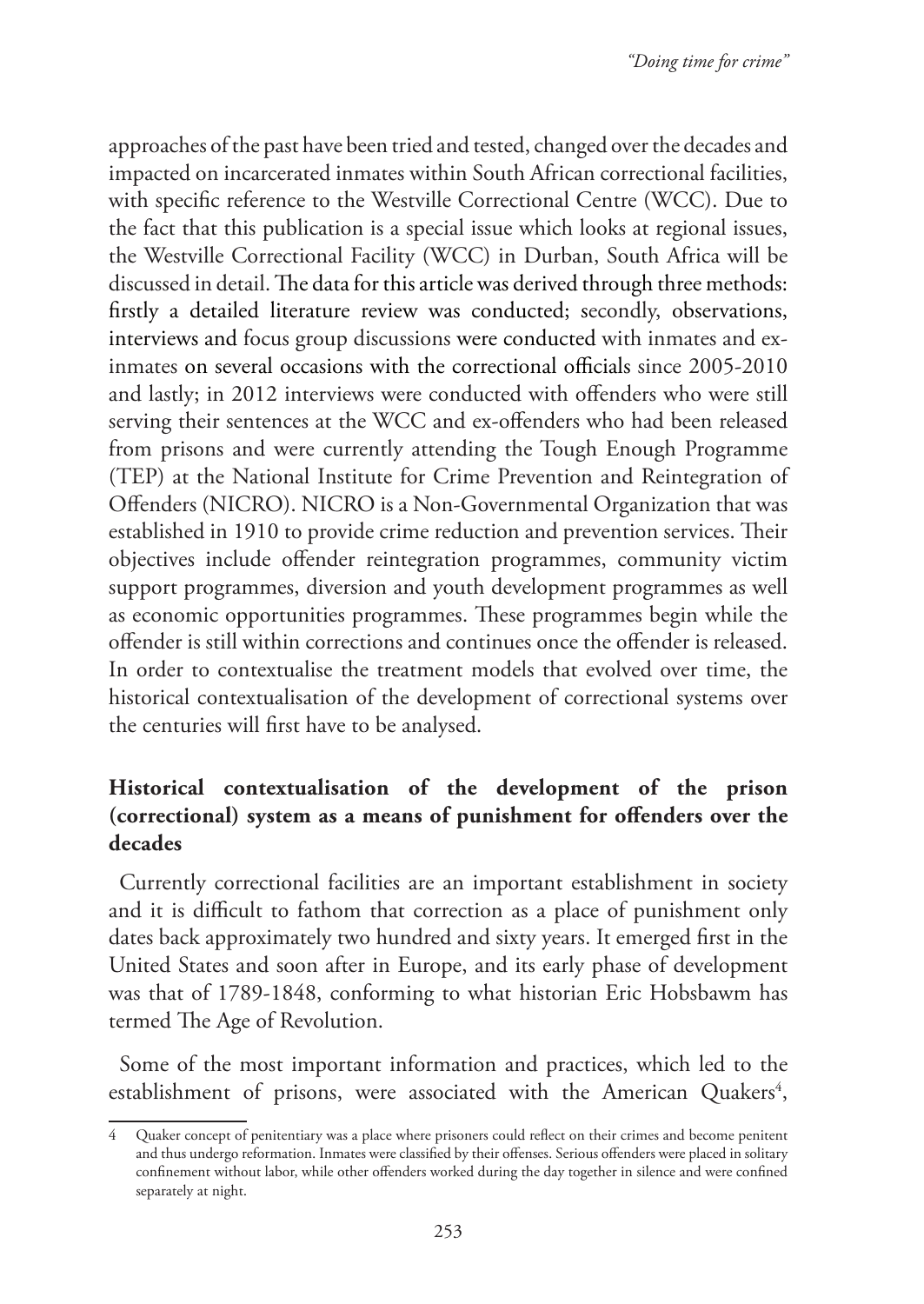approaches of the past have been tried and tested, changed over the decades and impacted on incarcerated inmates within South African correctional facilities, with specific reference to the Westville Correctional Centre (WCC). Due to the fact that this publication is a special issue which looks at regional issues, the Westville Correctional Facility (WCC) in Durban, South Africa will be discussed in detail. The data for this article was derived through three methods: firstly a detailed literature review was conducted; secondly, observations, interviews and focus group discussions were conducted with inmates and ex-inmates on several occasions with the correctional officials since 2005-2010 and lastly; in 2012 interviews were conducted with offenders who were still serving their sentences at the WCC and ex-offenders who had been released from prisons and were currently attending the Tough Enough Programme (TEP) at the National Institute for Crime Prevention and Reintegration of Offenders (NICRO). NICRO is a Non-Governmental Organization that was established in 1910 to provide crime reduction and prevention services. Their objectives include offender reintegration programmes, community victim support programmes, diversion and youth development programmes as well as economic opportunities programmes. These programmes begin while the offender is still within corrections and continues once the offender is released. In order to contextualise the treatment models that evolved over time, the historical contextualisation of the development of correctional systems over the centuries will first have to be analysed.

## Historical contextualisation of the development of the prison (correctional) system as a means of punishment for offenders over the decades

Currently correctional facilities are an important establishment in society and it is difficult to fathom that correction as a place of punishment only dates back approximately two hundred and sixty years. It emerged first in the United States and soon after in Europe, and its early phase of development was that of 1789-1848, conforming to what historian Eric Hobsbawm has termed The Age of Revolution.

Some of the most important information and practices, which led to the establishment of prisons, were associated with the American Quakers[4],

---

[4] Quaker concept of penitentiary was a place where prisoners could reflect on their crimes and become penitent and thus undergo reformation. Inmates were classified by their offenses. Serious offenders were placed in solitary confinement without labor, while other offenders worked during the day together in silence and were confined separately at night.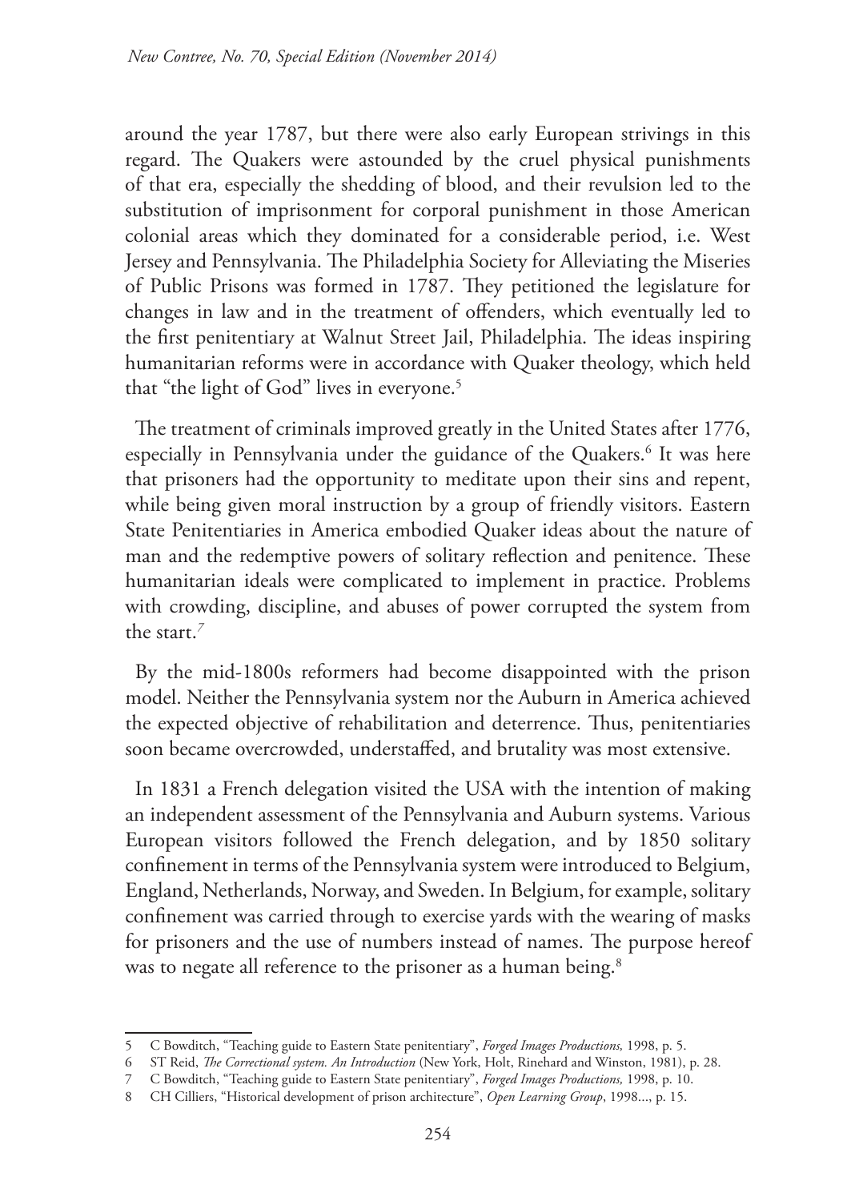around the year 1787, but there were also early European strivings in this regard. The Quakers were astounded by the cruel physical punishments of that era, especially the shedding of blood, and their revulsion led to the substitution of imprisonment for corporal punishment in those American colonial areas which they dominated for a considerable period, i.e. West Jersey and Pennsylvania. The Philadelphia Society for Alleviating the Miseries of Public Prisons was formed in 1787. They petitioned the legislature for changes in law and in the treatment of offenders, which eventually led to the first penitentiary at Walnut Street Jail, Philadelphia. The ideas inspiring humanitarian reforms were in accordance with Quaker theology, which held that "the light of God" lives in everyone.[5]

The treatment of criminals improved greatly in the United States after 1776, especially in Pennsylvania under the guidance of the Quakers.[6] It was here that prisoners had the opportunity to meditate upon their sins and repent, while being given moral instruction by a group of friendly visitors. Eastern State Penitentiaries in America embodied Quaker ideas about the nature of man and the redemptive powers of solitary reflection and penitence. These humanitarian ideals were complicated to implement in practice. Problems with crowding, discipline, and abuses of power corrupted the system from the start.[7]

By the mid-1800s reformers had become disappointed with the prison model. Neither the Pennsylvania system nor the Auburn in America achieved the expected objective of rehabilitation and deterrence. Thus, penitentiaries soon became overcrowded, understaffed, and brutality was most extensive.

In 1831 a French delegation visited the USA with the intention of making an independent assessment of the Pennsylvania and Auburn systems. Various European visitors followed the French delegation, and by 1850 solitary confinement in terms of the Pennsylvania system were introduced to Belgium, England, Netherlands, Norway, and Sweden. In Belgium, for example, solitary confinement was carried through to exercise yards with the wearing of masks for prisoners and the use of numbers instead of names. The purpose hereof was to negate all reference to the prisoner as a human being.[8]

---

5 C Bowditch, "Teaching guide to Eastern State penitentiary", *Forged Images Productions,* 1998, p. 5.

6 ST Reid, *The Correctional system. An Introduction* (New York, Holt, Rinehard and Winston, 1981), p. 28.

7 C Bowditch, "Teaching guide to Eastern State penitentiary", *Forged Images Productions,* 1998, p. 10.

8 CH Cilliers, "Historical development of prison architecture", *Open Learning Group*, 1998..., p. 15.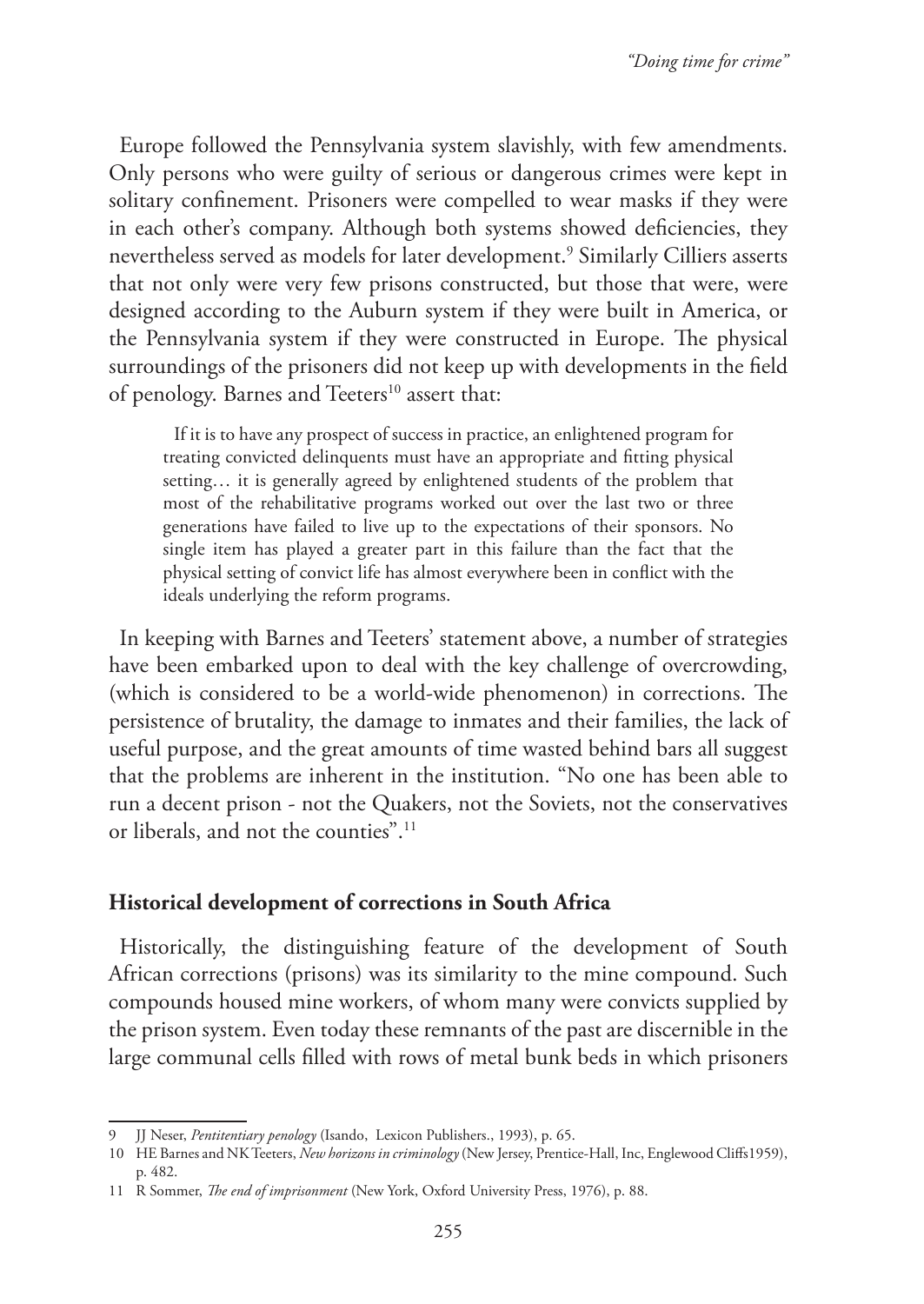Europe followed the Pennsylvania system slavishly, with few amendments. Only persons who were guilty of serious or dangerous crimes were kept in solitary confinement. Prisoners were compelled to wear masks if they were in each other's company. Although both systems showed deficiencies, they nevertheless served as models for later development.[9] Similarly Cilliers asserts that not only were very few prisons constructed, but those that were, were designed according to the Auburn system if they were built in America, or the Pennsylvania system if they were constructed in Europe. The physical surroundings of the prisoners did not keep up with developments in the field of penology. Barnes and Teeters[10] assert that:

> If it is to have any prospect of success in practice, an enlightened program for treating convicted delinquents must have an appropriate and fitting physical setting… it is generally agreed by enlightened students of the problem that most of the rehabilitative programs worked out over the last two or three generations have failed to live up to the expectations of their sponsors. No single item has played a greater part in this failure than the fact that the physical setting of convict life has almost everywhere been in conflict with the ideals underlying the reform programs.

In keeping with Barnes and Teeters' statement above, a number of strategies have been embarked upon to deal with the key challenge of overcrowding, (which is considered to be a world-wide phenomenon) in corrections. The persistence of brutality, the damage to inmates and their families, the lack of useful purpose, and the great amounts of time wasted behind bars all suggest that the problems are inherent in the institution. "No one has been able to run a decent prison - not the Quakers, not the Soviets, not the conservatives or liberals, and not the counties".[11]

## Historical development of corrections in South Africa

Historically, the distinguishing feature of the development of South African corrections (prisons) was its similarity to the mine compound. Such compounds housed mine workers, of whom many were convicts supplied by the prison system. Even today these remnants of the past are discernible in the large communal cells filled with rows of metal bunk beds in which prisoners

---

9 JJ Neser, *Pentitentiary penology* (Isando, Lexicon Publishers., 1993), p. 65.

10 HE Barnes and NK Teeters, *New horizons in criminology* (New Jersey, Prentice-Hall, Inc, Englewood Cliffs1959), p. 482.

11 R Sommer, *The end of imprisonment* (New York, Oxford University Press, 1976), p. 88.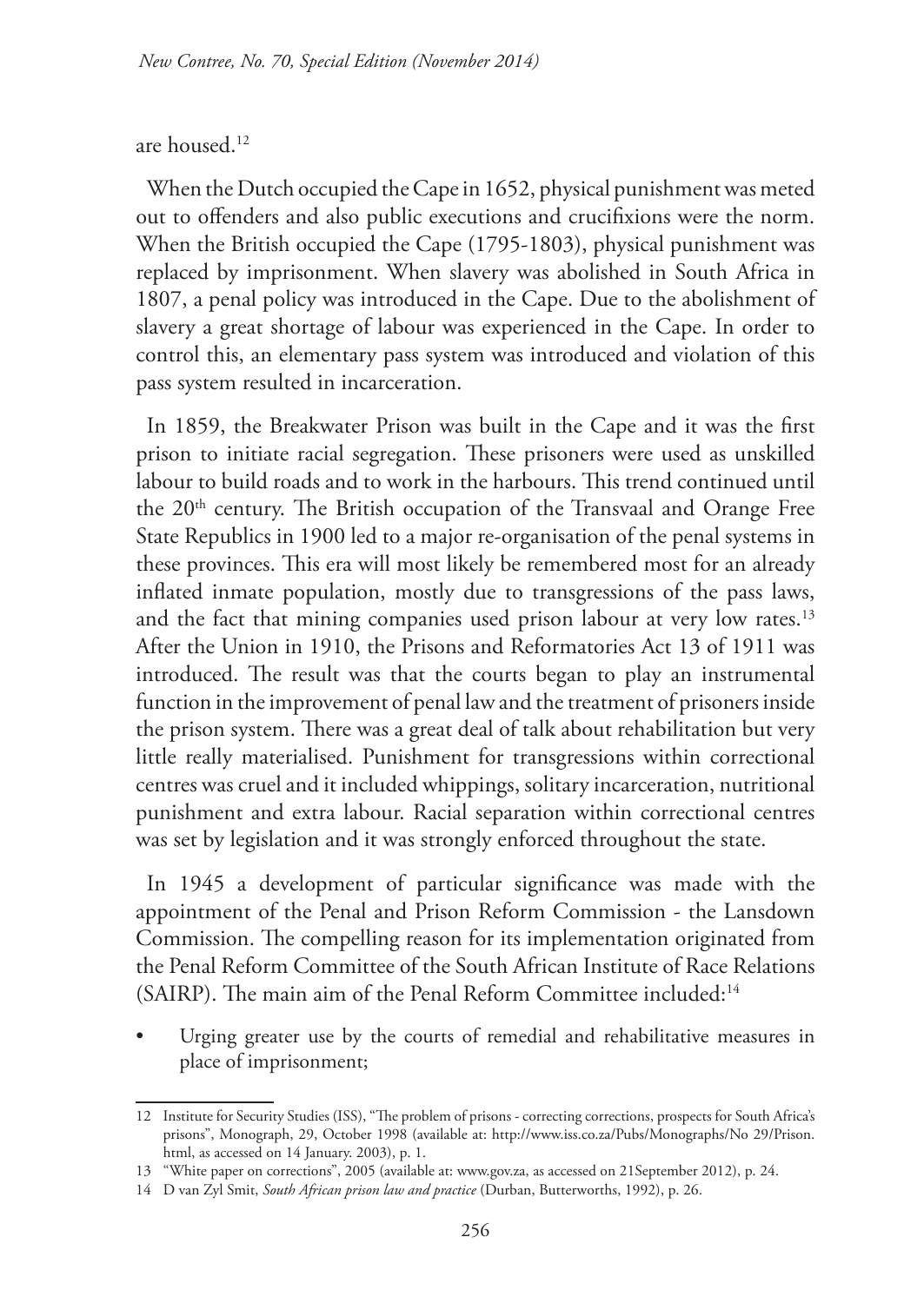are housed.[12]

When the Dutch occupied the Cape in 1652, physical punishment was meted out to offenders and also public executions and crucifixions were the norm. When the British occupied the Cape (1795-1803), physical punishment was replaced by imprisonment. When slavery was abolished in South Africa in 1807, a penal policy was introduced in the Cape. Due to the abolishment of slavery a great shortage of labour was experienced in the Cape. In order to control this, an elementary pass system was introduced and violation of this pass system resulted in incarceration.

In 1859, the Breakwater Prison was built in the Cape and it was the first prison to initiate racial segregation. These prisoners were used as unskilled labour to build roads and to work in the harbours. This trend continued until the 20th century. The British occupation of the Transvaal and Orange Free State Republics in 1900 led to a major re-organisation of the penal systems in these provinces. This era will most likely be remembered most for an already inflated inmate population, mostly due to transgressions of the pass laws, and the fact that mining companies used prison labour at very low rates.[13] After the Union in 1910, the Prisons and Reformatories Act 13 of 1911 was introduced. The result was that the courts began to play an instrumental function in the improvement of penal law and the treatment of prisoners inside the prison system. There was a great deal of talk about rehabilitation but very little really materialised. Punishment for transgressions within correctional centres was cruel and it included whippings, solitary incarceration, nutritional punishment and extra labour. Racial separation within correctional centres was set by legislation and it was strongly enforced throughout the state.

In 1945 a development of particular significance was made with the appointment of the Penal and Prison Reform Commission - the Lansdown Commission. The compelling reason for its implementation originated from the Penal Reform Committee of the South African Institute of Race Relations (SAIRP). The main aim of the Penal Reform Committee included:[14]

- Urging greater use by the courts of remedial and rehabilitative measures in place of imprisonment;

---

12 Institute for Security Studies (ISS), "The problem of prisons - correcting corrections, prospects for South Africa's prisons", Monograph, 29, October 1998 (available at: http://www.iss.co.za/Pubs/Monographs/No 29/Prison.html, as accessed on 14 January. 2003), p. 1.

13 "White paper on corrections", 2005 (available at: www.gov.za, as accessed on 21September 2012), p. 24.

14 D van Zyl Smit, *South African prison law and practice* (Durban, Butterworths, 1992), p. 26.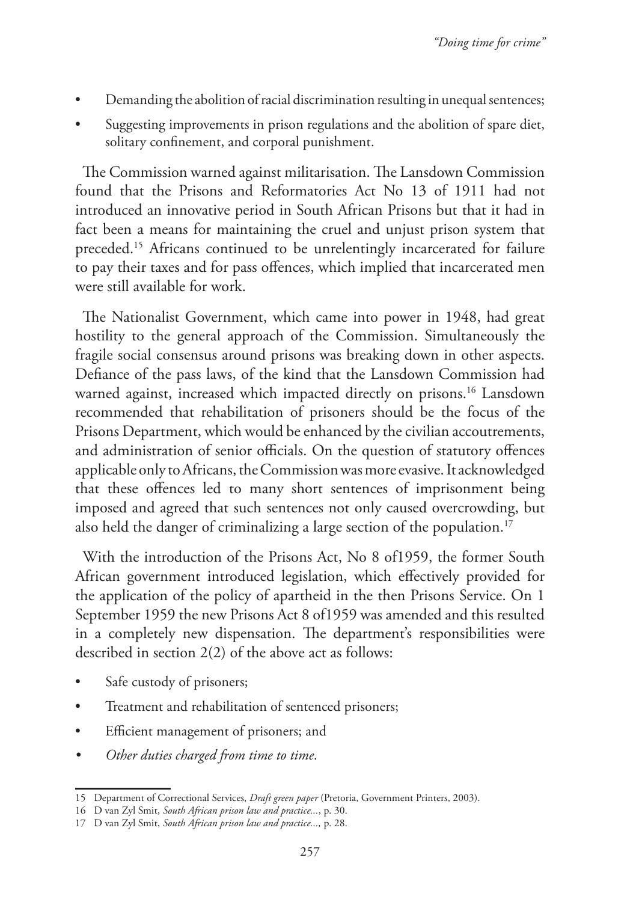- Demanding the abolition of racial discrimination resulting in unequal sentences;
- Suggesting improvements in prison regulations and the abolition of spare diet, solitary confinement, and corporal punishment.

The Commission warned against militarisation. The Lansdown Commission found that the Prisons and Reformatories Act No 13 of 1911 had not introduced an innovative period in South African Prisons but that it had in fact been a means for maintaining the cruel and unjust prison system that preceded.[15] Africans continued to be unrelentingly incarcerated for failure to pay their taxes and for pass offences, which implied that incarcerated men were still available for work.

The Nationalist Government, which came into power in 1948, had great hostility to the general approach of the Commission. Simultaneously the fragile social consensus around prisons was breaking down in other aspects. Defiance of the pass laws, of the kind that the Lansdown Commission had warned against, increased which impacted directly on prisons.[16] Lansdown recommended that rehabilitation of prisoners should be the focus of the Prisons Department, which would be enhanced by the civilian accoutrements, and administration of senior officials. On the question of statutory offences applicable only to Africans, the Commission was more evasive. It acknowledged that these offences led to many short sentences of imprisonment being imposed and agreed that such sentences not only caused overcrowding, but also held the danger of criminalizing a large section of the population.[17]

With the introduction of the Prisons Act, No 8 of1959, the former South African government introduced legislation, which effectively provided for the application of the policy of apartheid in the then Prisons Service. On 1 September 1959 the new Prisons Act 8 of1959 was amended and this resulted in a completely new dispensation. The department's responsibilities were described in section 2(2) of the above act as follows:

- Safe custody of prisoners;
- Treatment and rehabilitation of sentenced prisoners;
- Efficient management of prisoners; and
- *Other duties charged from time to time*.

---

15 Department of Correctional Services, *Draft green paper* (Pretoria, Government Printers, 2003).

16 D van Zyl Smit, *South African prison law and practice...*, p. 30.

17 D van Zyl Smit, *South African prison law and practice...*, p. 28.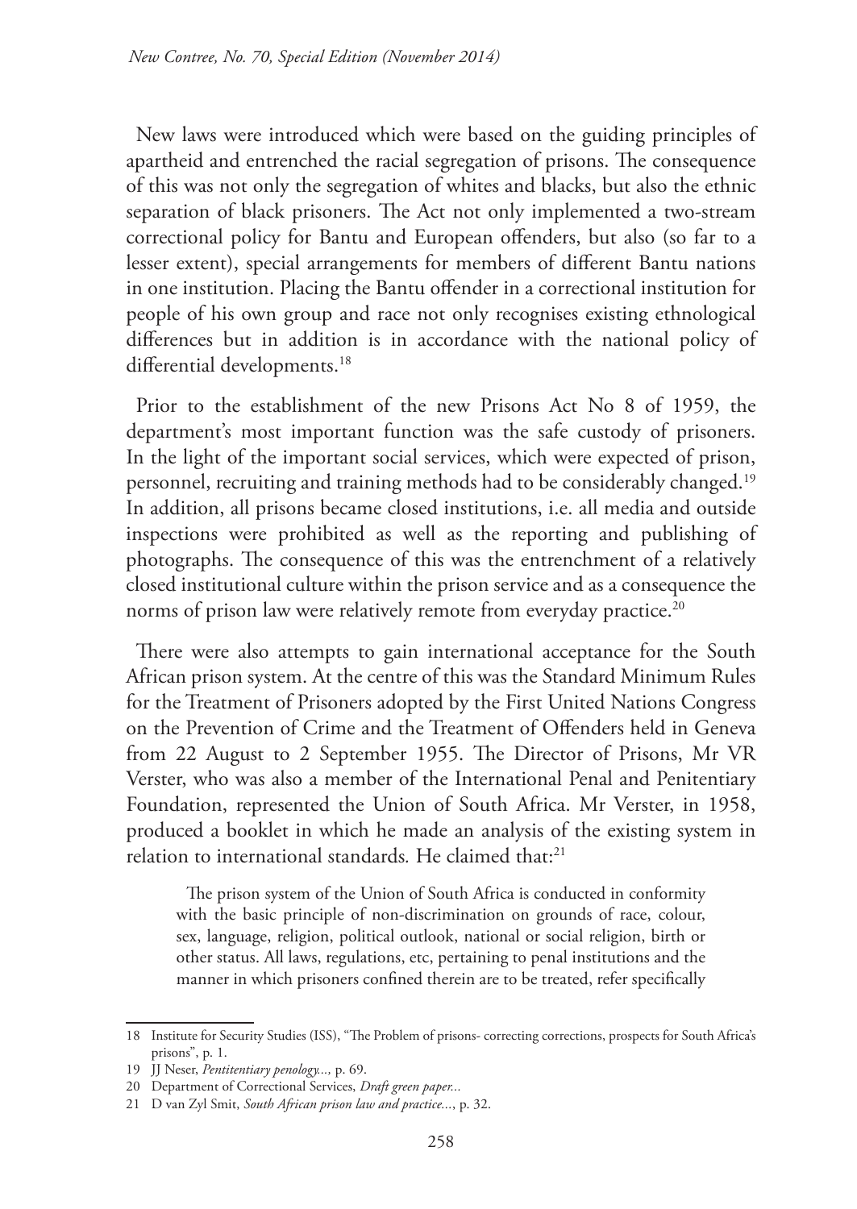New laws were introduced which were based on the guiding principles of apartheid and entrenched the racial segregation of prisons. The consequence of this was not only the segregation of whites and blacks, but also the ethnic separation of black prisoners. The Act not only implemented a two-stream correctional policy for Bantu and European offenders, but also (so far to a lesser extent), special arrangements for members of different Bantu nations in one institution. Placing the Bantu offender in a correctional institution for people of his own group and race not only recognises existing ethnological differences but in addition is in accordance with the national policy of differential developments.[18]

Prior to the establishment of the new Prisons Act No 8 of 1959, the department's most important function was the safe custody of prisoners. In the light of the important social services, which were expected of prison, personnel, recruiting and training methods had to be considerably changed.[19] In addition, all prisons became closed institutions, i.e. all media and outside inspections were prohibited as well as the reporting and publishing of photographs. The consequence of this was the entrenchment of a relatively closed institutional culture within the prison service and as a consequence the norms of prison law were relatively remote from everyday practice.[20]

There were also attempts to gain international acceptance for the South African prison system. At the centre of this was the Standard Minimum Rules for the Treatment of Prisoners adopted by the First United Nations Congress on the Prevention of Crime and the Treatment of Offenders held in Geneva from 22 August to 2 September 1955. The Director of Prisons, Mr VR Verster, who was also a member of the International Penal and Penitentiary Foundation, represented the Union of South Africa. Mr Verster, in 1958, produced a booklet in which he made an analysis of the existing system in relation to international standards. He claimed that:[21]

> The prison system of the Union of South Africa is conducted in conformity with the basic principle of non-discrimination on grounds of race, colour, sex, language, religion, political outlook, national or social religion, birth or other status. All laws, regulations, etc, pertaining to penal institutions and the manner in which prisoners confined therein are to be treated, refer specifically

---

18 Institute for Security Studies (ISS), "The Problem of prisons- correcting corrections, prospects for South Africa's prisons", p. 1.

19 JJ Neser, *Pentitentiary penology...,* p. 69.

20 Department of Correctional Services, *Draft green paper...*

21 D van Zyl Smit, *South African prison law and practice...*, p. 32.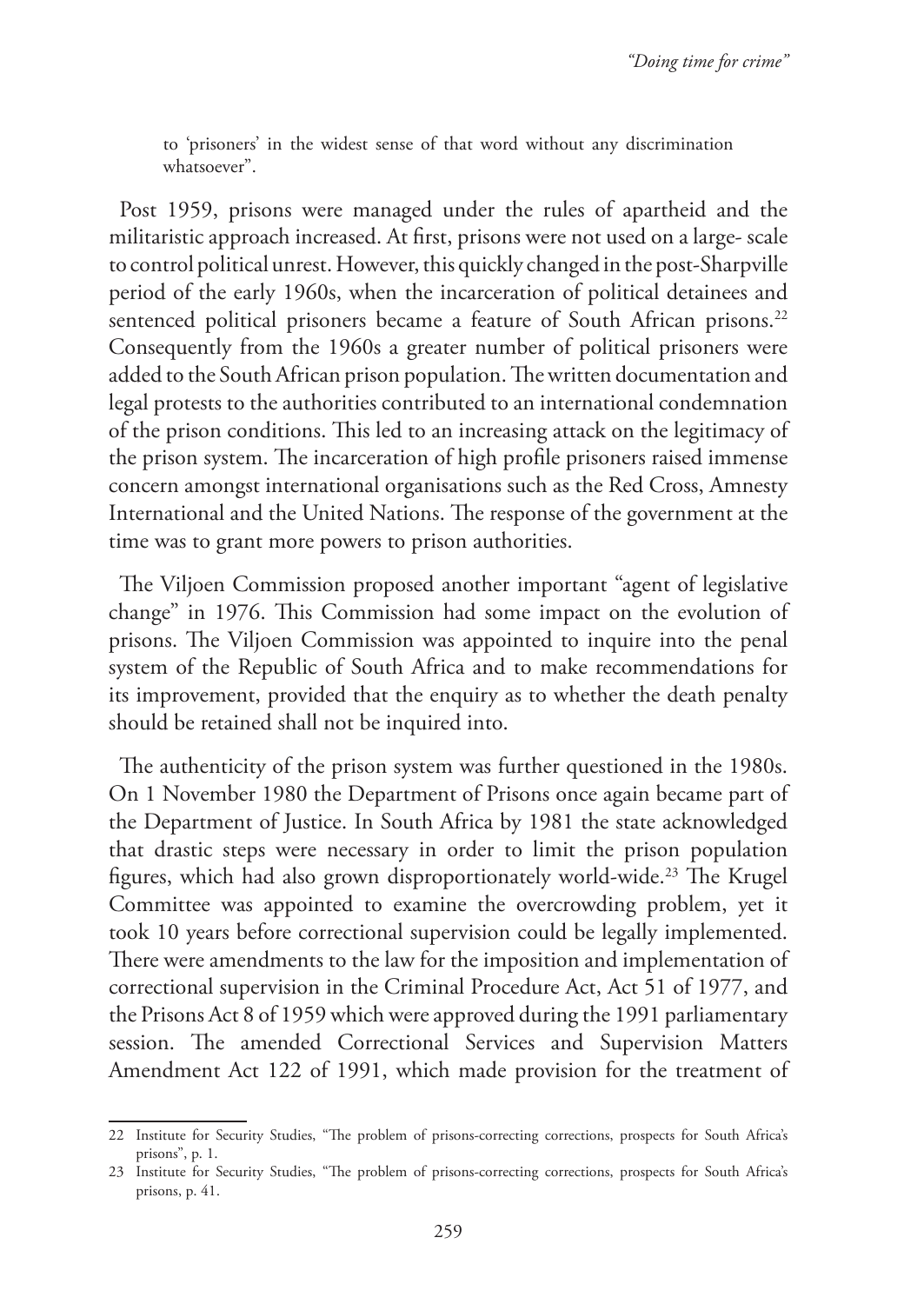to 'prisoners' in the widest sense of that word without any discrimination whatsoever".

Post 1959, prisons were managed under the rules of apartheid and the militaristic approach increased. At first, prisons were not used on a large- scale to control political unrest. However, this quickly changed in the post-Sharpville period of the early 1960s, when the incarceration of political detainees and sentenced political prisoners became a feature of South African prisons.[22] Consequently from the 1960s a greater number of political prisoners were added to the South African prison population. The written documentation and legal protests to the authorities contributed to an international condemnation of the prison conditions. This led to an increasing attack on the legitimacy of the prison system. The incarceration of high profile prisoners raised immense concern amongst international organisations such as the Red Cross, Amnesty International and the United Nations. The response of the government at the time was to grant more powers to prison authorities.

The Viljoen Commission proposed another important "agent of legislative change" in 1976. This Commission had some impact on the evolution of prisons. The Viljoen Commission was appointed to inquire into the penal system of the Republic of South Africa and to make recommendations for its improvement, provided that the enquiry as to whether the death penalty should be retained shall not be inquired into.

The authenticity of the prison system was further questioned in the 1980s. On 1 November 1980 the Department of Prisons once again became part of the Department of Justice. In South Africa by 1981 the state acknowledged that drastic steps were necessary in order to limit the prison population figures, which had also grown disproportionately world-wide.[23] The Krugel Committee was appointed to examine the overcrowding problem, yet it took 10 years before correctional supervision could be legally implemented. There were amendments to the law for the imposition and implementation of correctional supervision in the Criminal Procedure Act, Act 51 of 1977, and the Prisons Act 8 of 1959 which were approved during the 1991 parliamentary session. The amended Correctional Services and Supervision Matters Amendment Act 122 of 1991, which made provision for the treatment of

---

22 Institute for Security Studies, "The problem of prisons-correcting corrections, prospects for South Africa's prisons", p. 1.

23 Institute for Security Studies, "The problem of prisons-correcting corrections, prospects for South Africa's prisons, p. 41.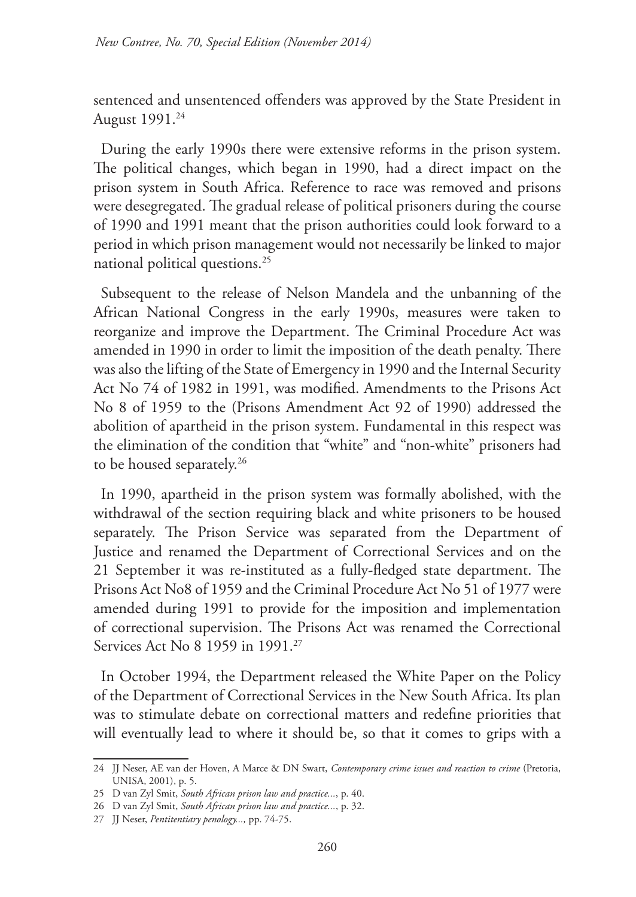sentenced and unsentenced offenders was approved by the State President in August 1991.[24]

During the early 1990s there were extensive reforms in the prison system. The political changes, which began in 1990, had a direct impact on the prison system in South Africa. Reference to race was removed and prisons were desegregated. The gradual release of political prisoners during the course of 1990 and 1991 meant that the prison authorities could look forward to a period in which prison management would not necessarily be linked to major national political questions.[25]

Subsequent to the release of Nelson Mandela and the unbanning of the African National Congress in the early 1990s, measures were taken to reorganize and improve the Department. The Criminal Procedure Act was amended in 1990 in order to limit the imposition of the death penalty. There was also the lifting of the State of Emergency in 1990 and the Internal Security Act No 74 of 1982 in 1991, was modified. Amendments to the Prisons Act No 8 of 1959 to the (Prisons Amendment Act 92 of 1990) addressed the abolition of apartheid in the prison system. Fundamental in this respect was the elimination of the condition that "white" and "non-white" prisoners had to be housed separately.[26]

In 1990, apartheid in the prison system was formally abolished, with the withdrawal of the section requiring black and white prisoners to be housed separately. The Prison Service was separated from the Department of Justice and renamed the Department of Correctional Services and on the 21 September it was re-instituted as a fully-fledged state department. The Prisons Act No8 of 1959 and the Criminal Procedure Act No 51 of 1977 were amended during 1991 to provide for the imposition and implementation of correctional supervision. The Prisons Act was renamed the Correctional Services Act No 8 1959 in 1991.[27]

In October 1994, the Department released the White Paper on the Policy of the Department of Correctional Services in the New South Africa. Its plan was to stimulate debate on correctional matters and redefine priorities that will eventually lead to where it should be, so that it comes to grips with a

---

24 JJ Neser, AE van der Hoven, A Marce & DN Swart, *Contemporary crime issues and reaction to crime* (Pretoria, UNISA, 2001), p. 5.

25 D van Zyl Smit, *South African prison law and practice...*, p. 40.

26 D van Zyl Smit, *South African prison law and practice...*, p. 32.

27 JJ Neser, *Pentitentiary penology...,* pp. 74-75.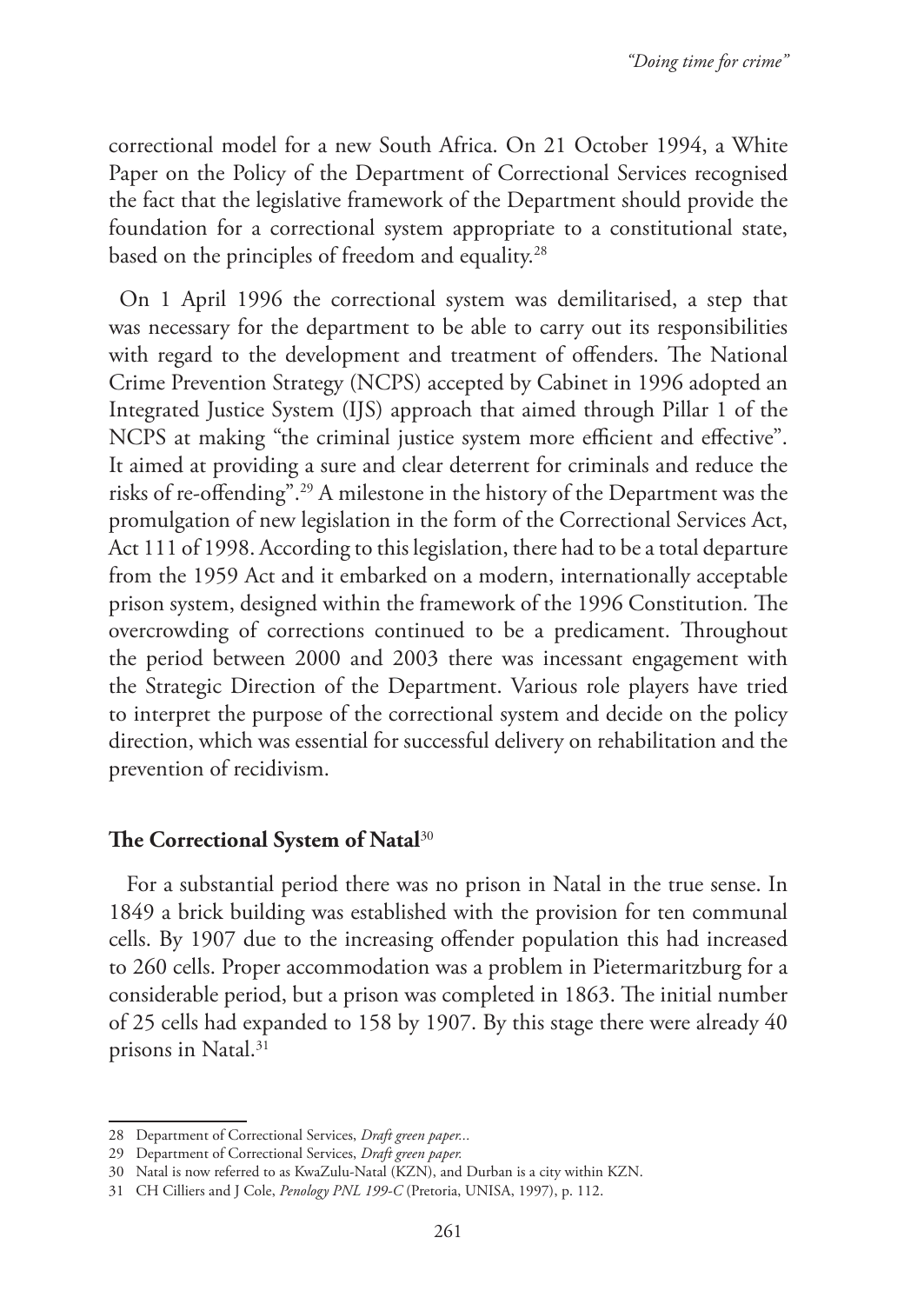correctional model for a new South Africa. On 21 October 1994, a White Paper on the Policy of the Department of Correctional Services recognised the fact that the legislative framework of the Department should provide the foundation for a correctional system appropriate to a constitutional state, based on the principles of freedom and equality.[28]

On 1 April 1996 the correctional system was demilitarised, a step that was necessary for the department to be able to carry out its responsibilities with regard to the development and treatment of offenders. The National Crime Prevention Strategy (NCPS) accepted by Cabinet in 1996 adopted an Integrated Justice System (IJS) approach that aimed through Pillar 1 of the NCPS at making "the criminal justice system more efficient and effective". It aimed at providing a sure and clear deterrent for criminals and reduce the risks of re-offending".[29] A milestone in the history of the Department was the promulgation of new legislation in the form of the Correctional Services Act, Act 111 of 1998. According to this legislation, there had to be a total departure from the 1959 Act and it embarked on a modern, internationally acceptable prison system, designed within the framework of the 1996 Constitution. The overcrowding of corrections continued to be a predicament. Throughout the period between 2000 and 2003 there was incessant engagement with the Strategic Direction of the Department. Various role players have tried to interpret the purpose of the correctional system and decide on the policy direction, which was essential for successful delivery on rehabilitation and the prevention of recidivism.

## The Correctional System of Natal[30]

For a substantial period there was no prison in Natal in the true sense. In 1849 a brick building was established with the provision for ten communal cells. By 1907 due to the increasing offender population this had increased to 260 cells. Proper accommodation was a problem in Pietermaritzburg for a considerable period, but a prison was completed in 1863. The initial number of 25 cells had expanded to 158 by 1907. By this stage there were already 40 prisons in Natal.[31]

---

28 Department of Correctional Services, *Draft green paper...*

29 Department of Correctional Services, *Draft green paper.*

30 Natal is now referred to as KwaZulu-Natal (KZN), and Durban is a city within KZN.

31 CH Cilliers and J Cole, *Penology PNL 199-C* (Pretoria, UNISA, 1997), p. 112.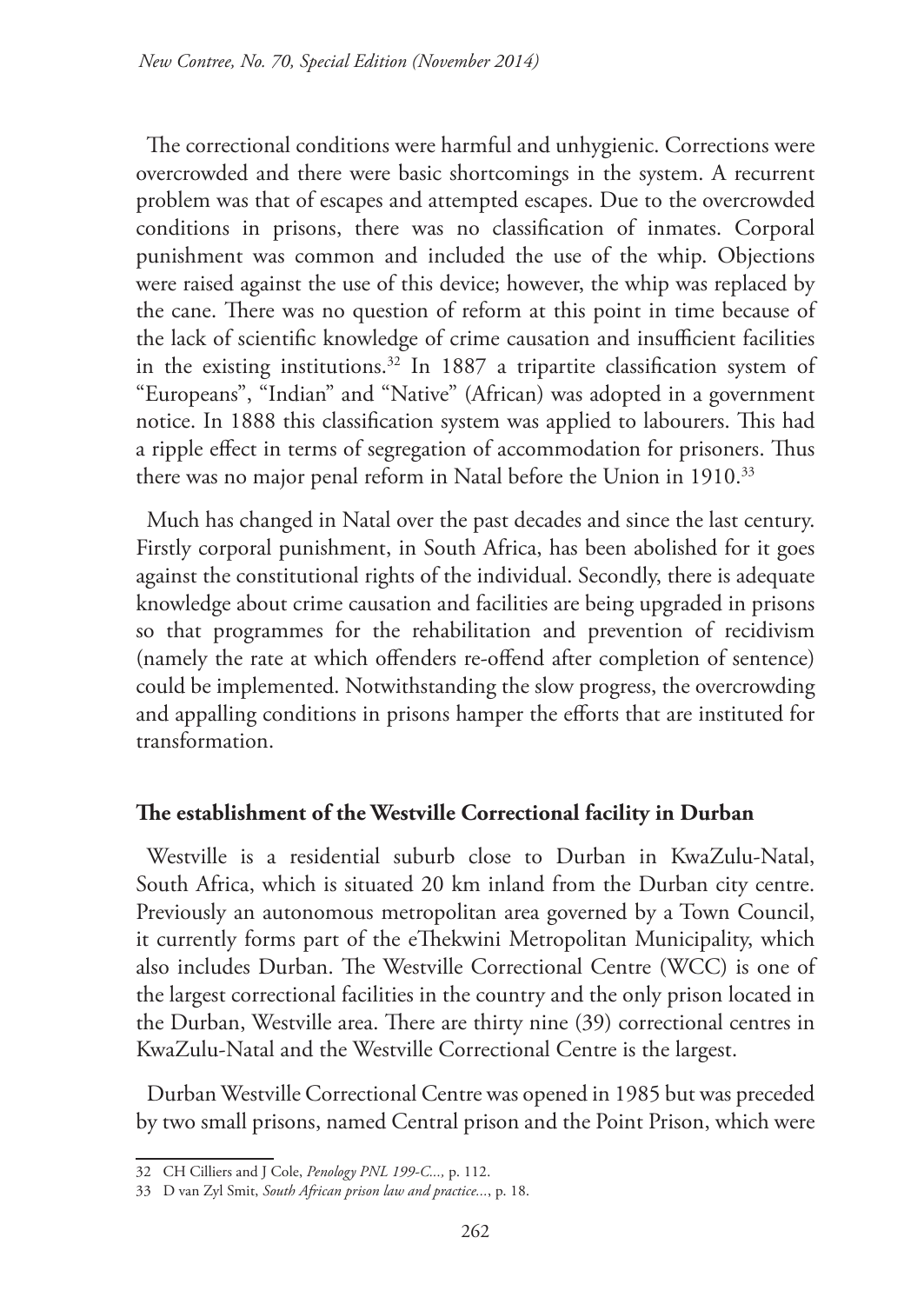The correctional conditions were harmful and unhygienic. Corrections were overcrowded and there were basic shortcomings in the system. A recurrent problem was that of escapes and attempted escapes. Due to the overcrowded conditions in prisons, there was no classification of inmates. Corporal punishment was common and included the use of the whip. Objections were raised against the use of this device; however, the whip was replaced by the cane. There was no question of reform at this point in time because of the lack of scientific knowledge of crime causation and insufficient facilities in the existing institutions.[32] In 1887 a tripartite classification system of "Europeans", "Indian" and "Native" (African) was adopted in a government notice. In 1888 this classification system was applied to labourers. This had a ripple effect in terms of segregation of accommodation for prisoners. Thus there was no major penal reform in Natal before the Union in 1910.[33]

Much has changed in Natal over the past decades and since the last century. Firstly corporal punishment, in South Africa, has been abolished for it goes against the constitutional rights of the individual. Secondly, there is adequate knowledge about crime causation and facilities are being upgraded in prisons so that programmes for the rehabilitation and prevention of recidivism (namely the rate at which offenders re-offend after completion of sentence) could be implemented. Notwithstanding the slow progress, the overcrowding and appalling conditions in prisons hamper the efforts that are instituted for transformation.

## The establishment of the Westville Correctional facility in Durban

Westville is a residential suburb close to Durban in KwaZulu-Natal, South Africa, which is situated 20 km inland from the Durban city centre. Previously an autonomous metropolitan area governed by a Town Council, it currently forms part of the eThekwini Metropolitan Municipality, which also includes Durban. The Westville Correctional Centre (WCC) is one of the largest correctional facilities in the country and the only prison located in the Durban, Westville area. There are thirty nine (39) correctional centres in KwaZulu-Natal and the Westville Correctional Centre is the largest.

Durban Westville Correctional Centre was opened in 1985 but was preceded by two small prisons, named Central prison and the Point Prison, which were

---

32 CH Cilliers and J Cole, *Penology PNL 199-C...,* p. 112.

33 D van Zyl Smit, *South African prison law and practice...*, p. 18.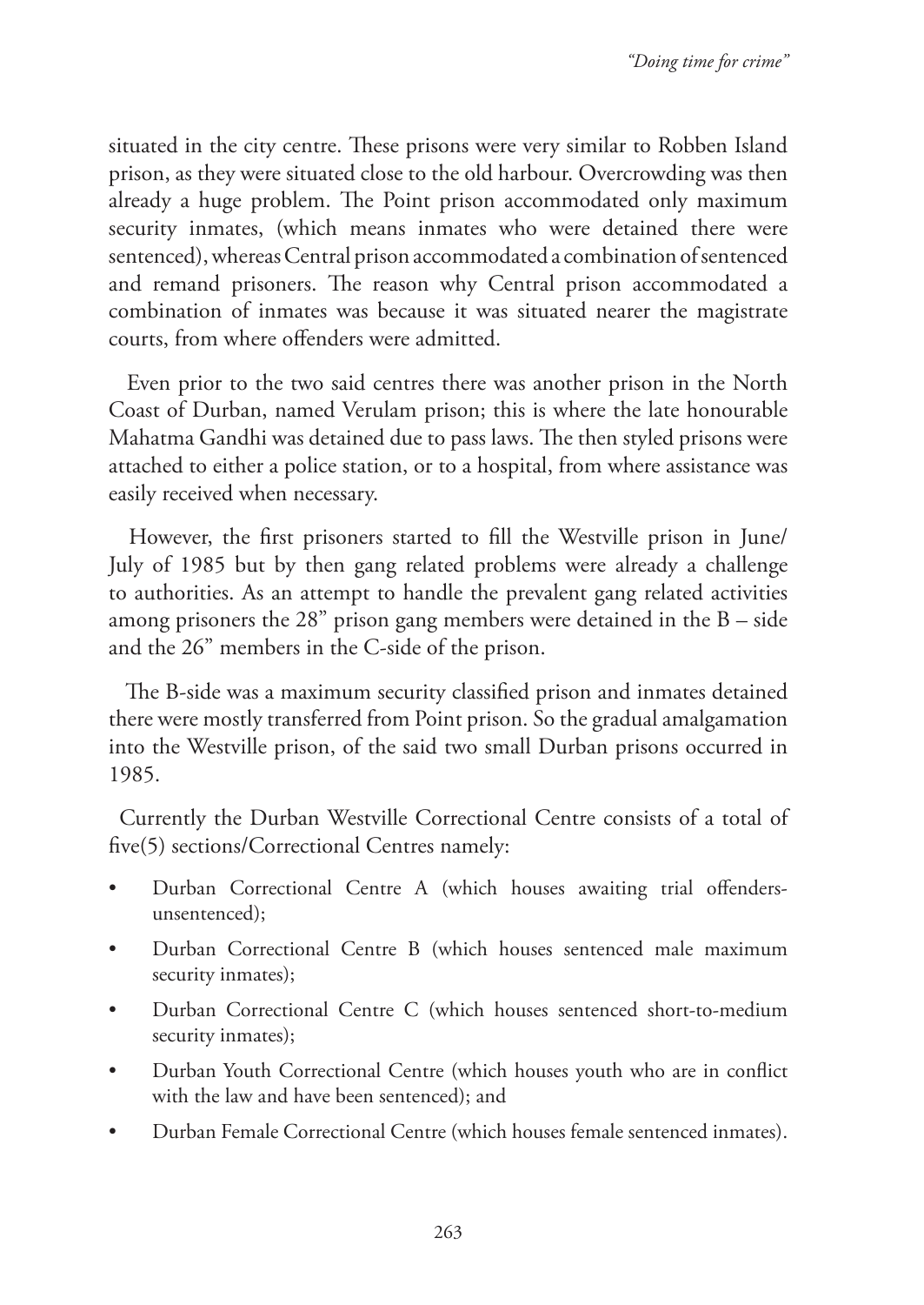situated in the city centre. These prisons were very similar to Robben Island prison, as they were situated close to the old harbour. Overcrowding was then already a huge problem. The Point prison accommodated only maximum security inmates, (which means inmates who were detained there were sentenced), whereas Central prison accommodated a combination of sentenced and remand prisoners. The reason why Central prison accommodated a combination of inmates was because it was situated nearer the magistrate courts, from where offenders were admitted.

Even prior to the two said centres there was another prison in the North Coast of Durban, named Verulam prison; this is where the late honourable Mahatma Gandhi was detained due to pass laws. The then styled prisons were attached to either a police station, or to a hospital, from where assistance was easily received when necessary.

However, the first prisoners started to fill the Westville prison in June/July of 1985 but by then gang related problems were already a challenge to authorities. As an attempt to handle the prevalent gang related activities among prisoners the 28" prison gang members were detained in the B – side and the 26" members in the C-side of the prison.

The B-side was a maximum security classified prison and inmates detained there were mostly transferred from Point prison. So the gradual amalgamation into the Westville prison, of the said two small Durban prisons occurred in 1985.

Currently the Durban Westville Correctional Centre consists of a total of five(5) sections/Correctional Centres namely:

- Durban Correctional Centre A (which houses awaiting trial offenders-unsentenced);
- Durban Correctional Centre B (which houses sentenced male maximum security inmates);
- Durban Correctional Centre C (which houses sentenced short-to-medium security inmates);
- Durban Youth Correctional Centre (which houses youth who are in conflict with the law and have been sentenced); and
- Durban Female Correctional Centre (which houses female sentenced inmates).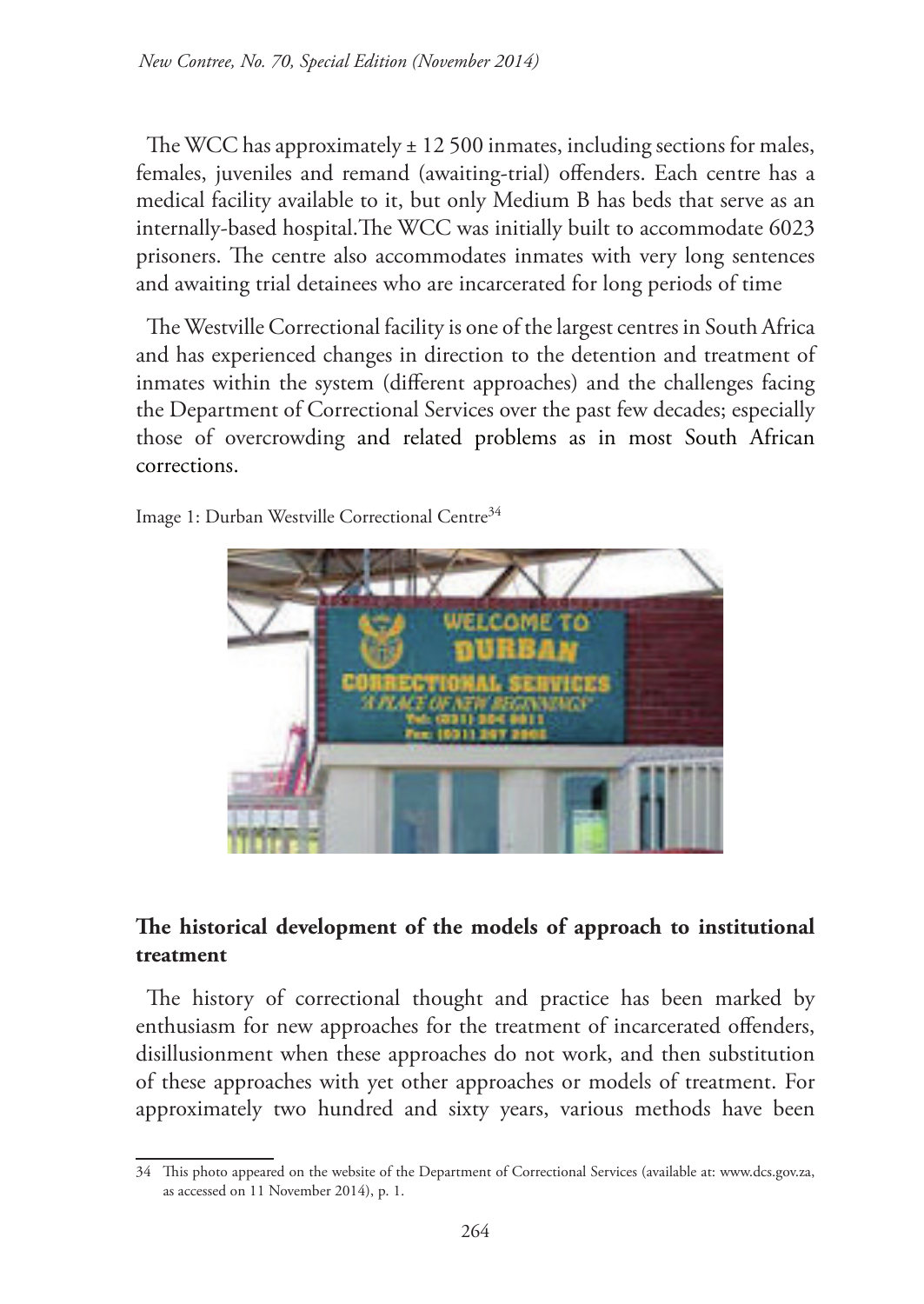The WCC has approximately ± 12 500 inmates, including sections for males, females, juveniles and remand (awaiting-trial) offenders. Each centre has a medical facility available to it, but only Medium B has beds that serve as an internally-based hospital.The WCC was initially built to accommodate 6023 prisoners. The centre also accommodates inmates with very long sentences and awaiting trial detainees who are incarcerated for long periods of time

The Westville Correctional facility is one of the largest centres in South Africa and has experienced changes in direction to the detention and treatment of inmates within the system (different approaches) and the challenges facing the Department of Correctional Services over the past few decades; especially those of overcrowding and related problems as in most South African corrections.

Image 1: Durban Westville Correctional Centre[34]

## The historical development of the models of approach to institutional treatment

The history of correctional thought and practice has been marked by enthusiasm for new approaches for the treatment of incarcerated offenders, disillusionment when these approaches do not work, and then substitution of these approaches with yet other approaches or models of treatment. For approximately two hundred and sixty years, various methods have been

[34] This photo appeared on the website of the Department of Correctional Services (available at: www.dcs.gov.za, as accessed on 11 November 2014), p. 1.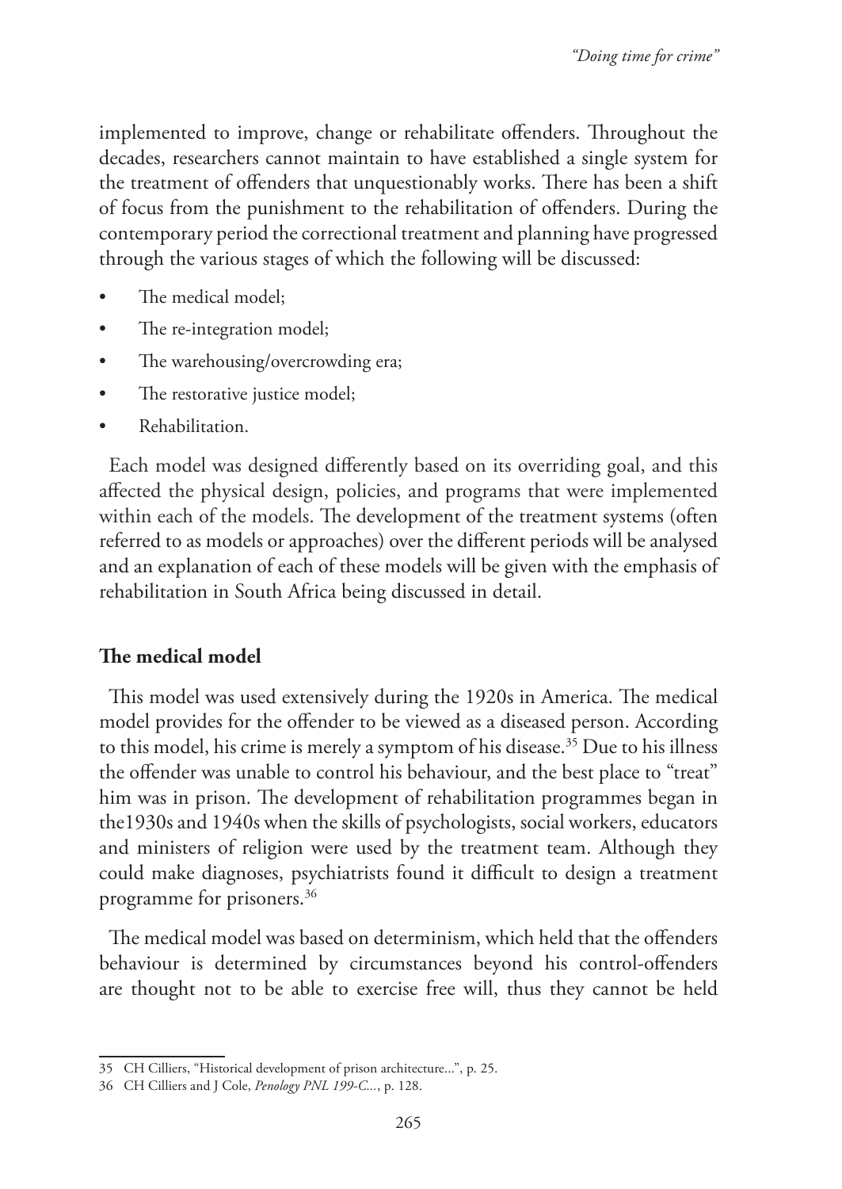implemented to improve, change or rehabilitate offenders. Throughout the decades, researchers cannot maintain to have established a single system for the treatment of offenders that unquestionably works. There has been a shift of focus from the punishment to the rehabilitation of offenders. During the contemporary period the correctional treatment and planning have progressed through the various stages of which the following will be discussed:

- The medical model;
- The re-integration model;
- The warehousing/overcrowding era;
- The restorative justice model;
- Rehabilitation.

Each model was designed differently based on its overriding goal, and this affected the physical design, policies, and programs that were implemented within each of the models. The development of the treatment systems (often referred to as models or approaches) over the different periods will be analysed and an explanation of each of these models will be given with the emphasis of rehabilitation in South Africa being discussed in detail.

## The medical model

This model was used extensively during the 1920s in America. The medical model provides for the offender to be viewed as a diseased person. According to this model, his crime is merely a symptom of his disease.[35] Due to his illness the offender was unable to control his behaviour, and the best place to "treat" him was in prison. The development of rehabilitation programmes began in the1930s and 1940s when the skills of psychologists, social workers, educators and ministers of religion were used by the treatment team. Although they could make diagnoses, psychiatrists found it difficult to design a treatment programme for prisoners.[36]

The medical model was based on determinism, which held that the offenders behaviour is determined by circumstances beyond his control-offenders are thought not to be able to exercise free will, thus they cannot be held

---

35 CH Cilliers, "Historical development of prison architecture...", p. 25.

36 CH Cilliers and J Cole, *Penology PNL 199-C...*, p. 128.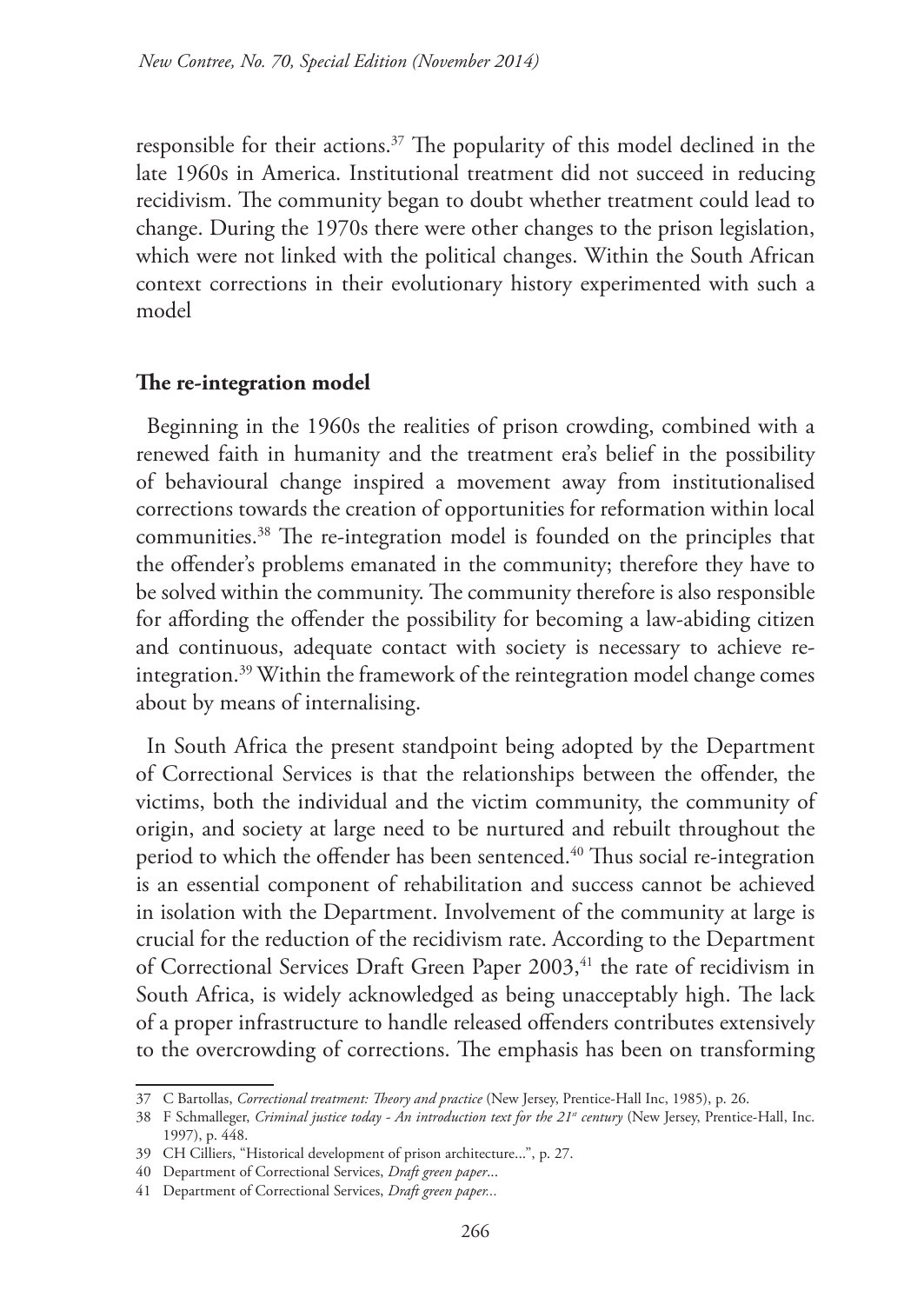responsible for their actions.[37] The popularity of this model declined in the late 1960s in America. Institutional treatment did not succeed in reducing recidivism. The community began to doubt whether treatment could lead to change. During the 1970s there were other changes to the prison legislation, which were not linked with the political changes. Within the South African context corrections in their evolutionary history experimented with such a model

**The re-integration model**

Beginning in the 1960s the realities of prison crowding, combined with a renewed faith in humanity and the treatment era's belief in the possibility of behavioural change inspired a movement away from institutionalised corrections towards the creation of opportunities for reformation within local communities.[38] The re-integration model is founded on the principles that the offender's problems emanated in the community; therefore they have to be solved within the community. The community therefore is also responsible for affording the offender the possibility for becoming a law-abiding citizen and continuous, adequate contact with society is necessary to achieve re-integration.[39] Within the framework of the reintegration model change comes about by means of internalising.

In South Africa the present standpoint being adopted by the Department of Correctional Services is that the relationships between the offender, the victims, both the individual and the victim community, the community of origin, and society at large need to be nurtured and rebuilt throughout the period to which the offender has been sentenced.[40] Thus social re-integration is an essential component of rehabilitation and success cannot be achieved in isolation with the Department. Involvement of the community at large is crucial for the reduction of the recidivism rate. According to the Department of Correctional Services Draft Green Paper 2003,[41] the rate of recidivism in South Africa, is widely acknowledged as being unacceptably high. The lack of a proper infrastructure to handle released offenders contributes extensively to the overcrowding of corrections. The emphasis has been on transforming

---

37 C Bartollas, *Correctional treatment: Theory and practice* (New Jersey, Prentice-Hall Inc, 1985), p. 26.

38 F Schmalleger, *Criminal justice today - An introduction text for the 21st century* (New Jersey, Prentice-Hall, Inc. 1997), p. 448.

39 CH Cilliers, "Historical development of prison architecture...", p. 27.

40 Department of Correctional Services, *Draft green paper*...

41 Department of Correctional Services, *Draft green paper...*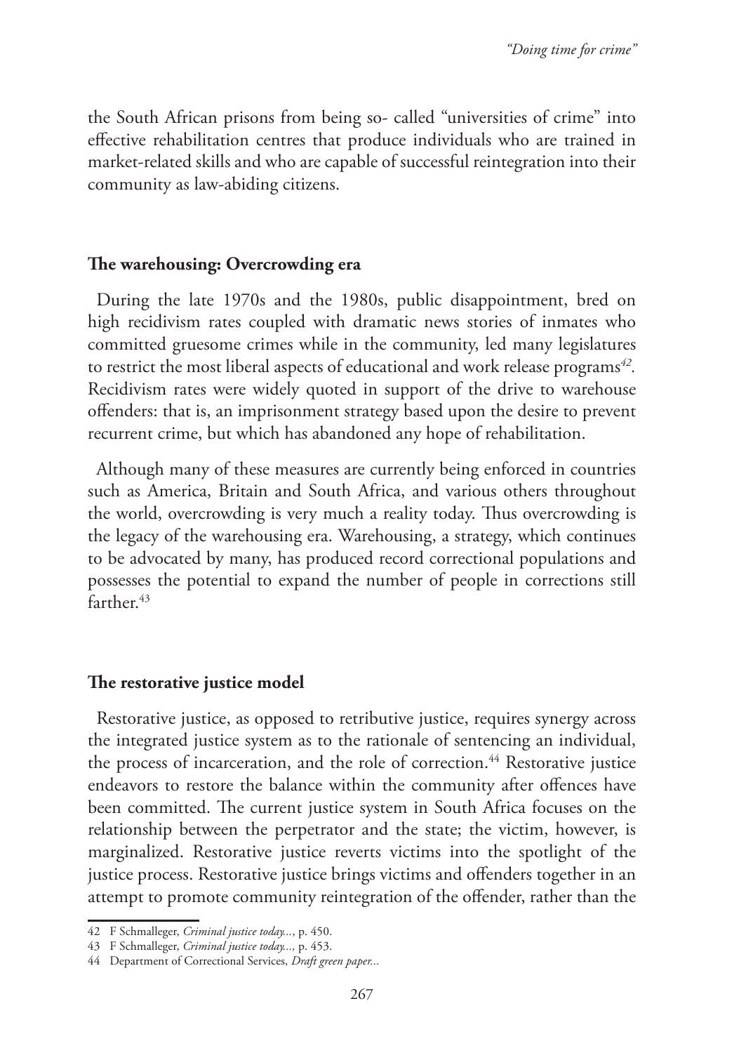the South African prisons from being so- called "universities of crime" into effective rehabilitation centres that produce individuals who are trained in market-related skills and who are capable of successful reintegration into their community as law-abiding citizens.

## The warehousing: Overcrowding era

During the late 1970s and the 1980s, public disappointment, bred on high recidivism rates coupled with dramatic news stories of inmates who committed gruesome crimes while in the community, led many legislatures to restrict the most liberal aspects of educational and work release programs[42]. Recidivism rates were widely quoted in support of the drive to warehouse offenders: that is, an imprisonment strategy based upon the desire to prevent recurrent crime, but which has abandoned any hope of rehabilitation.

Although many of these measures are currently being enforced in countries such as America, Britain and South Africa, and various others throughout the world, overcrowding is very much a reality today. Thus overcrowding is the legacy of the warehousing era. Warehousing, a strategy, which continues to be advocated by many, has produced record correctional populations and possesses the potential to expand the number of people in corrections still farther.[43]

## The restorative justice model

Restorative justice, as opposed to retributive justice, requires synergy across the integrated justice system as to the rationale of sentencing an individual, the process of incarceration, and the role of correction.[44] Restorative justice endeavors to restore the balance within the community after offences have been committed. The current justice system in South Africa focuses on the relationship between the perpetrator and the state; the victim, however, is marginalized. Restorative justice reverts victims into the spotlight of the justice process. Restorative justice brings victims and offenders together in an attempt to promote community reintegration of the offender, rather than the

---

42 F Schmalleger, *Criminal justice today...*, p. 450.

43 F Schmalleger, *Criminal justice today...*, p. 453.

44 Department of Correctional Services, *Draft green paper...*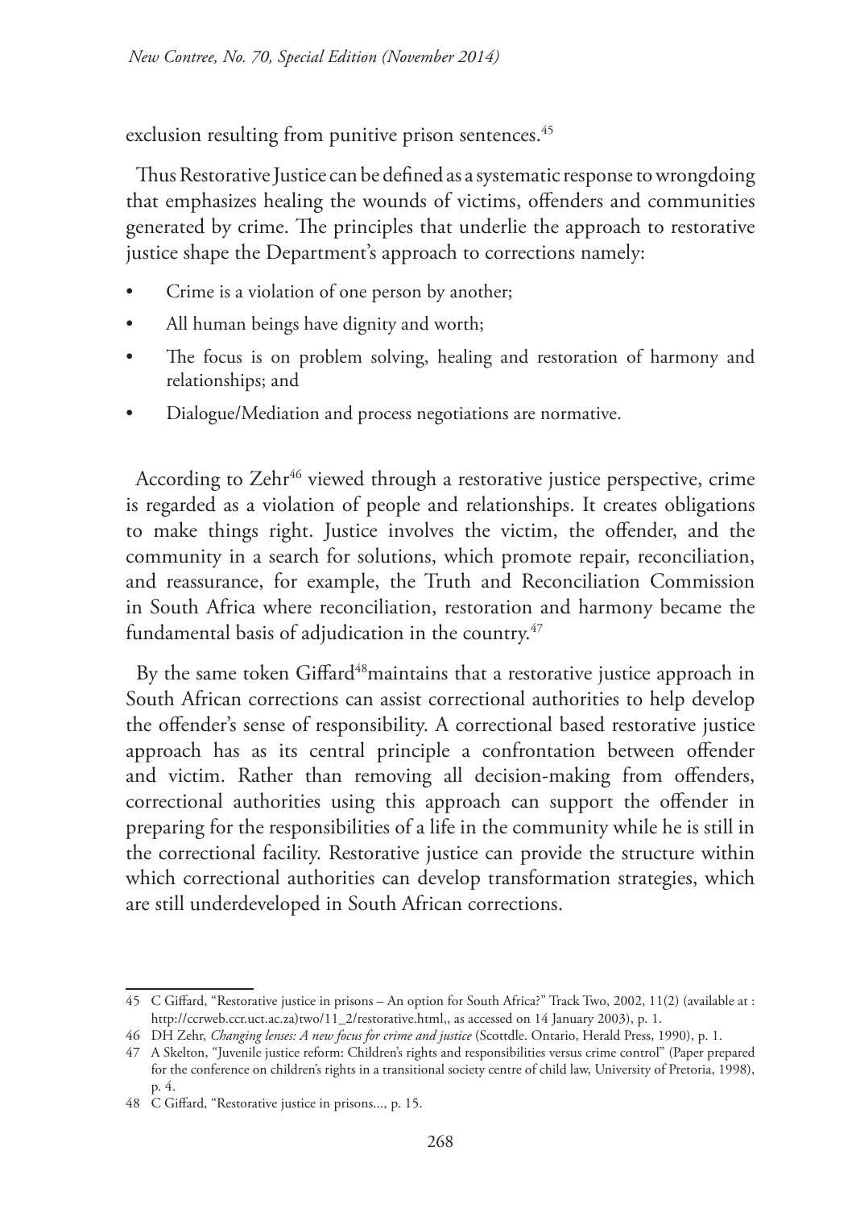exclusion resulting from punitive prison sentences.[45]

Thus Restorative Justice can be defined as a systematic response to wrongdoing that emphasizes healing the wounds of victims, offenders and communities generated by crime. The principles that underlie the approach to restorative justice shape the Department's approach to corrections namely:

- Crime is a violation of one person by another;
- All human beings have dignity and worth;
- The focus is on problem solving, healing and restoration of harmony and relationships; and
- Dialogue/Mediation and process negotiations are normative.

According to Zehr[46] viewed through a restorative justice perspective, crime is regarded as a violation of people and relationships. It creates obligations to make things right. Justice involves the victim, the offender, and the community in a search for solutions, which promote repair, reconciliation, and reassurance, for example, the Truth and Reconciliation Commission in South Africa where reconciliation, restoration and harmony became the fundamental basis of adjudication in the country.[47]

By the same token Giffard[48]maintains that a restorative justice approach in South African corrections can assist correctional authorities to help develop the offender's sense of responsibility. A correctional based restorative justice approach has as its central principle a confrontation between offender and victim. Rather than removing all decision-making from offenders, correctional authorities using this approach can support the offender in preparing for the responsibilities of a life in the community while he is still in the correctional facility. Restorative justice can provide the structure within which correctional authorities can develop transformation strategies, which are still underdeveloped in South African corrections.

---

45 C Giffard, "Restorative justice in prisons – An option for South Africa?" Track Two, 2002, 11(2) (available at : http://ccrweb.ccr.uct.ac.za)two/11_2/restorative.html,, as accessed on 14 January 2003), p. 1.

46 DH Zehr, *Changing lenses: A new focus for crime and justice* (Scottdle. Ontario, Herald Press, 1990), p. 1.

47 A Skelton, "Juvenile justice reform: Children's rights and responsibilities versus crime control" (Paper prepared for the conference on children's rights in a transitional society centre of child law, University of Pretoria, 1998), p. 4.

48 C Giffard, "Restorative justice in prisons..., p. 15.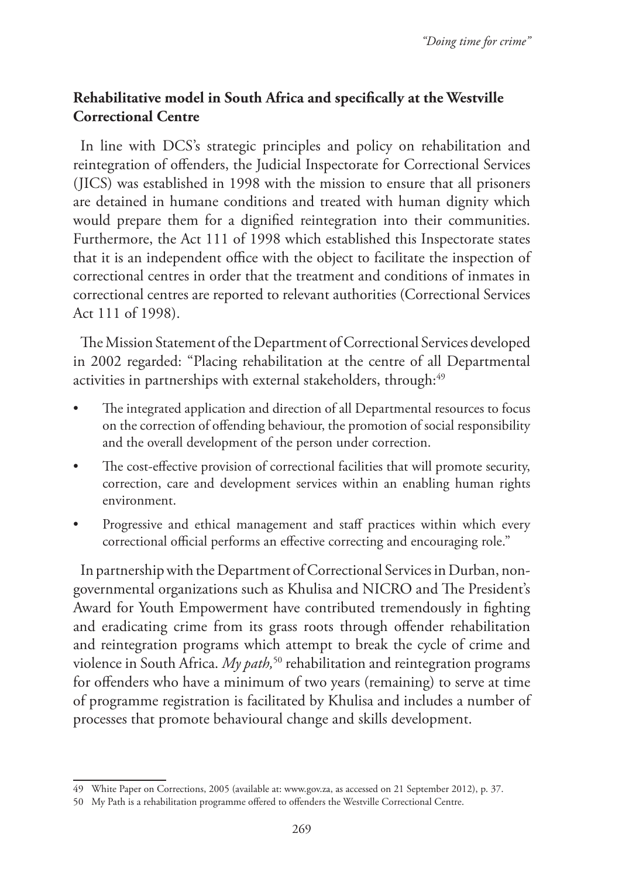## Rehabilitative model in South Africa and specifically at the Westville Correctional Centre

In line with DCS's strategic principles and policy on rehabilitation and reintegration of offenders, the Judicial Inspectorate for Correctional Services (JICS) was established in 1998 with the mission to ensure that all prisoners are detained in humane conditions and treated with human dignity which would prepare them for a dignified reintegration into their communities. Furthermore, the Act 111 of 1998 which established this Inspectorate states that it is an independent office with the object to facilitate the inspection of correctional centres in order that the treatment and conditions of inmates in correctional centres are reported to relevant authorities (Correctional Services Act 111 of 1998).

The Mission Statement of the Department of Correctional Services developed in 2002 regarded: "Placing rehabilitation at the centre of all Departmental activities in partnerships with external stakeholders, through:[49]

- The integrated application and direction of all Departmental resources to focus on the correction of offending behaviour, the promotion of social responsibility and the overall development of the person under correction.
- The cost-effective provision of correctional facilities that will promote security, correction, care and development services within an enabling human rights environment.
- Progressive and ethical management and staff practices within which every correctional official performs an effective correcting and encouraging role."

In partnership with the Department of Correctional Services in Durban, non-governmental organizations such as Khulisa and NICRO and The President's Award for Youth Empowerment have contributed tremendously in fighting and eradicating crime from its grass roots through offender rehabilitation and reintegration programs which attempt to break the cycle of crime and violence in South Africa. *My path,*[50] rehabilitation and reintegration programs for offenders who have a minimum of two years (remaining) to serve at time of programme registration is facilitated by Khulisa and includes a number of processes that promote behavioural change and skills development.

---

49 White Paper on Corrections, 2005 (available at: www.gov.za, as accessed on 21 September 2012), p. 37.

50 My Path is a rehabilitation programme offered to offenders the Westville Correctional Centre.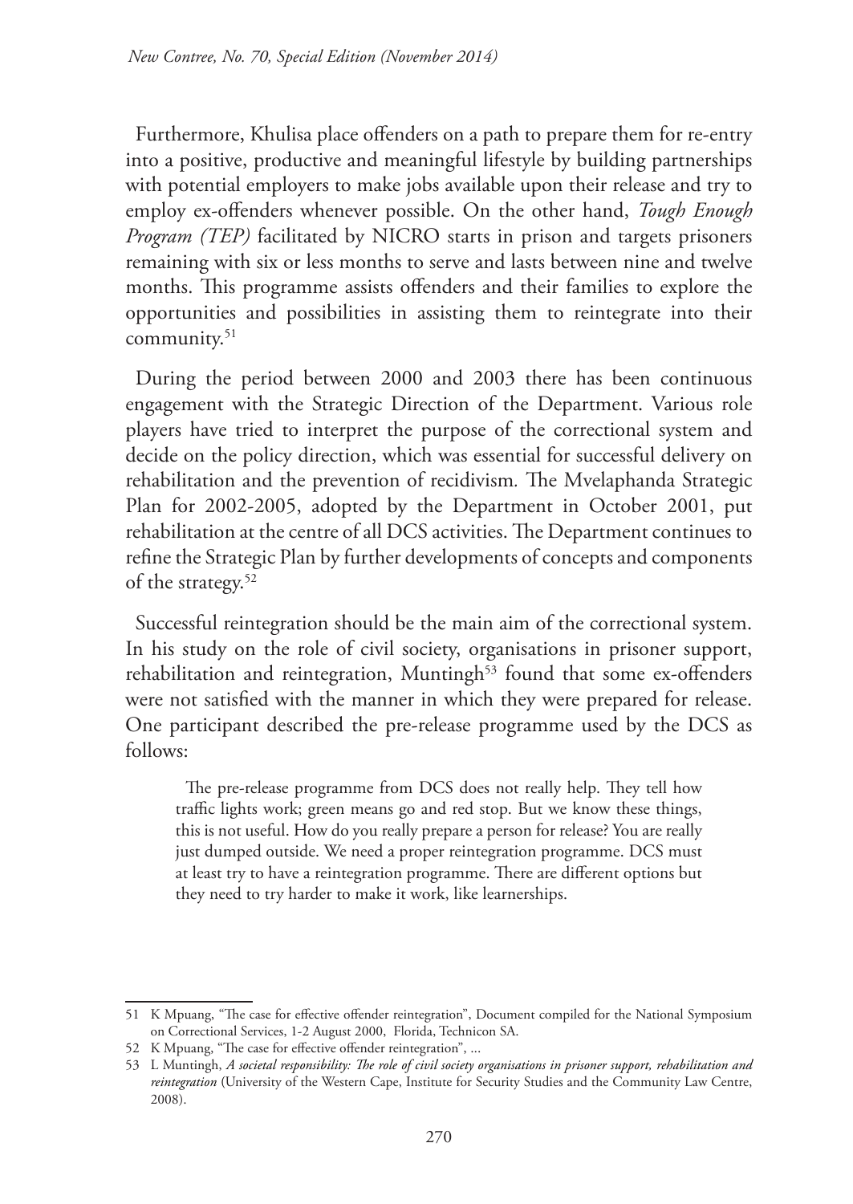Furthermore, Khulisa place offenders on a path to prepare them for re-entry into a positive, productive and meaningful lifestyle by building partnerships with potential employers to make jobs available upon their release and try to employ ex-offenders whenever possible. On the other hand, *Tough Enough Program (TEP)* facilitated by NICRO starts in prison and targets prisoners remaining with six or less months to serve and lasts between nine and twelve months. This programme assists offenders and their families to explore the opportunities and possibilities in assisting them to reintegrate into their community.[51]

During the period between 2000 and 2003 there has been continuous engagement with the Strategic Direction of the Department. Various role players have tried to interpret the purpose of the correctional system and decide on the policy direction, which was essential for successful delivery on rehabilitation and the prevention of recidivism. The Mvelaphanda Strategic Plan for 2002-2005, adopted by the Department in October 2001, put rehabilitation at the centre of all DCS activities. The Department continues to refine the Strategic Plan by further developments of concepts and components of the strategy.[52]

Successful reintegration should be the main aim of the correctional system. In his study on the role of civil society, organisations in prisoner support, rehabilitation and reintegration, Muntingh[53] found that some ex-offenders were not satisfied with the manner in which they were prepared for release. One participant described the pre-release programme used by the DCS as follows:

> The pre-release programme from DCS does not really help. They tell how traffic lights work; green means go and red stop. But we know these things, this is not useful. How do you really prepare a person for release? You are really just dumped outside. We need a proper reintegration programme. DCS must at least try to have a reintegration programme. There are different options but they need to try harder to make it work, like learnerships.

---

51 K Mpuang, "The case for effective offender reintegration", Document compiled for the National Symposium on Correctional Services, 1-2 August 2000, Florida, Technicon SA.

52 K Mpuang, "The case for effective offender reintegration", ...

53 L Muntingh, *A societal responsibility: The role of civil society organisations in prisoner support, rehabilitation and reintegration* (University of the Western Cape, Institute for Security Studies and the Community Law Centre, 2008).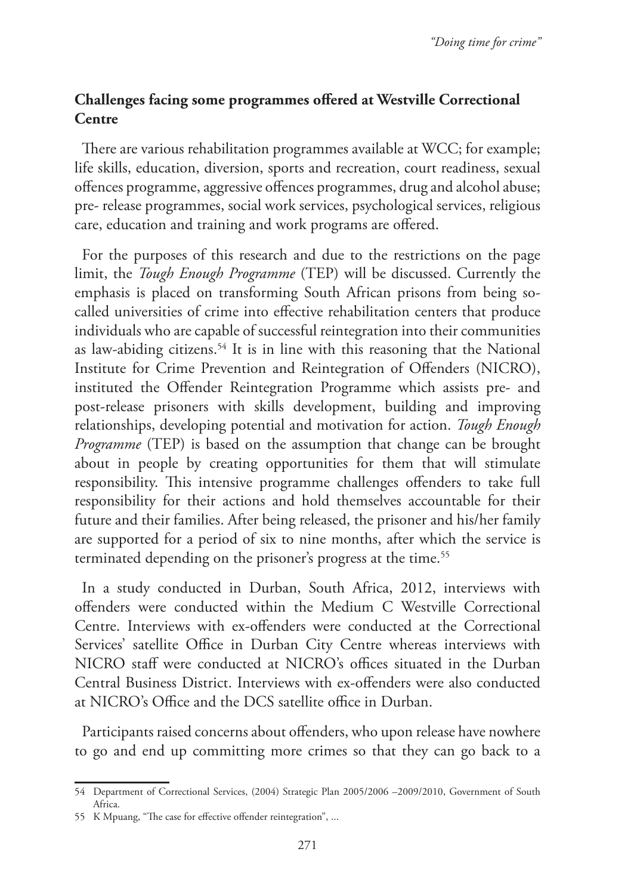## Challenges facing some programmes offered at Westville Correctional Centre

There are various rehabilitation programmes available at WCC; for example; life skills, education, diversion, sports and recreation, court readiness, sexual offences programme, aggressive offences programmes, drug and alcohol abuse; pre- release programmes, social work services, psychological services, religious care, education and training and work programs are offered.

For the purposes of this research and due to the restrictions on the page limit, the *Tough Enough Programme* (TEP) will be discussed. Currently the emphasis is placed on transforming South African prisons from being so-called universities of crime into effective rehabilitation centers that produce individuals who are capable of successful reintegration into their communities as law-abiding citizens.[54] It is in line with this reasoning that the National Institute for Crime Prevention and Reintegration of Offenders (NICRO), instituted the Offender Reintegration Programme which assists pre- and post-release prisoners with skills development, building and improving relationships, developing potential and motivation for action. *Tough Enough Programme* (TEP) is based on the assumption that change can be brought about in people by creating opportunities for them that will stimulate responsibility. This intensive programme challenges offenders to take full responsibility for their actions and hold themselves accountable for their future and their families. After being released, the prisoner and his/her family are supported for a period of six to nine months, after which the service is terminated depending on the prisoner's progress at the time.[55]

In a study conducted in Durban, South Africa, 2012, interviews with offenders were conducted within the Medium C Westville Correctional Centre. Interviews with ex-offenders were conducted at the Correctional Services' satellite Office in Durban City Centre whereas interviews with NICRO staff were conducted at NICRO's offices situated in the Durban Central Business District. Interviews with ex-offenders were also conducted at NICRO's Office and the DCS satellite office in Durban.

Participants raised concerns about offenders, who upon release have nowhere to go and end up committing more crimes so that they can go back to a

---

54 Department of Correctional Services, (2004) Strategic Plan 2005/2006 –2009/2010, Government of South Africa.

55 K Mpuang, "The case for effective offender reintegration", ...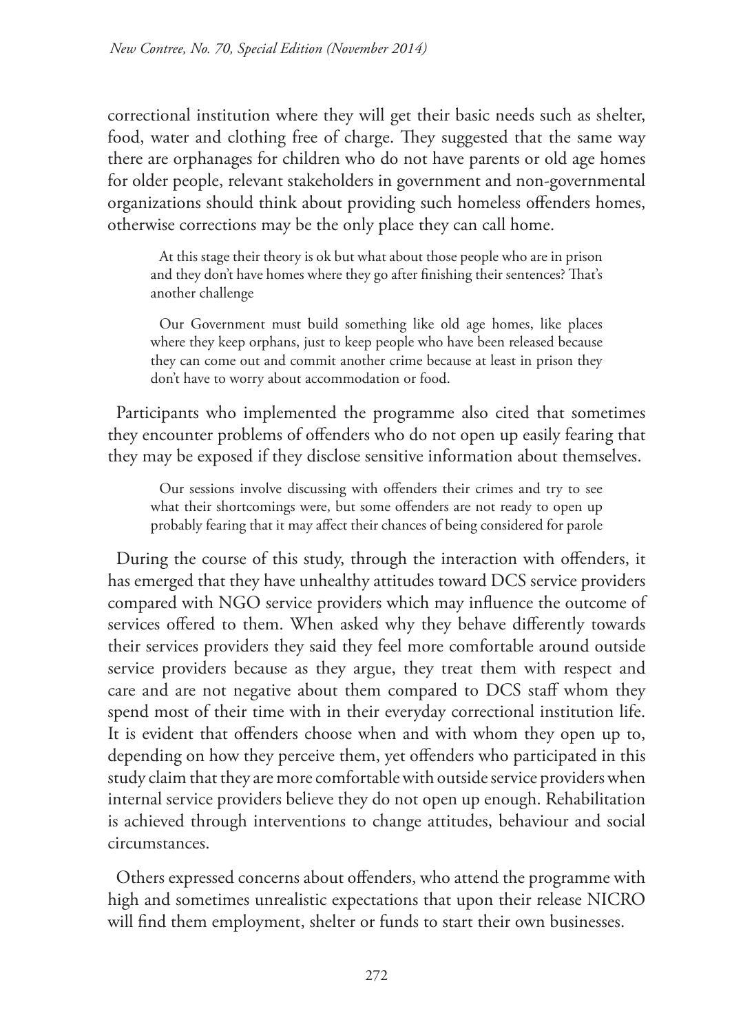correctional institution where they will get their basic needs such as shelter, food, water and clothing free of charge. They suggested that the same way there are orphanages for children who do not have parents or old age homes for older people, relevant stakeholders in government and non-governmental organizations should think about providing such homeless offenders homes, otherwise corrections may be the only place they can call home.

> At this stage their theory is ok but what about those people who are in prison and they don't have homes where they go after finishing their sentences? That's another challenge

> Our Government must build something like old age homes, like places where they keep orphans, just to keep people who have been released because they can come out and commit another crime because at least in prison they don't have to worry about accommodation or food.

Participants who implemented the programme also cited that sometimes they encounter problems of offenders who do not open up easily fearing that they may be exposed if they disclose sensitive information about themselves.

> Our sessions involve discussing with offenders their crimes and try to see what their shortcomings were, but some offenders are not ready to open up probably fearing that it may affect their chances of being considered for parole

During the course of this study, through the interaction with offenders, it has emerged that they have unhealthy attitudes toward DCS service providers compared with NGO service providers which may influence the outcome of services offered to them. When asked why they behave differently towards their services providers they said they feel more comfortable around outside service providers because as they argue, they treat them with respect and care and are not negative about them compared to DCS staff whom they spend most of their time with in their everyday correctional institution life. It is evident that offenders choose when and with whom they open up to, depending on how they perceive them, yet offenders who participated in this study claim that they are more comfortable with outside service providers when internal service providers believe they do not open up enough. Rehabilitation is achieved through interventions to change attitudes, behaviour and social circumstances.

Others expressed concerns about offenders, who attend the programme with high and sometimes unrealistic expectations that upon their release NICRO will find them employment, shelter or funds to start their own businesses.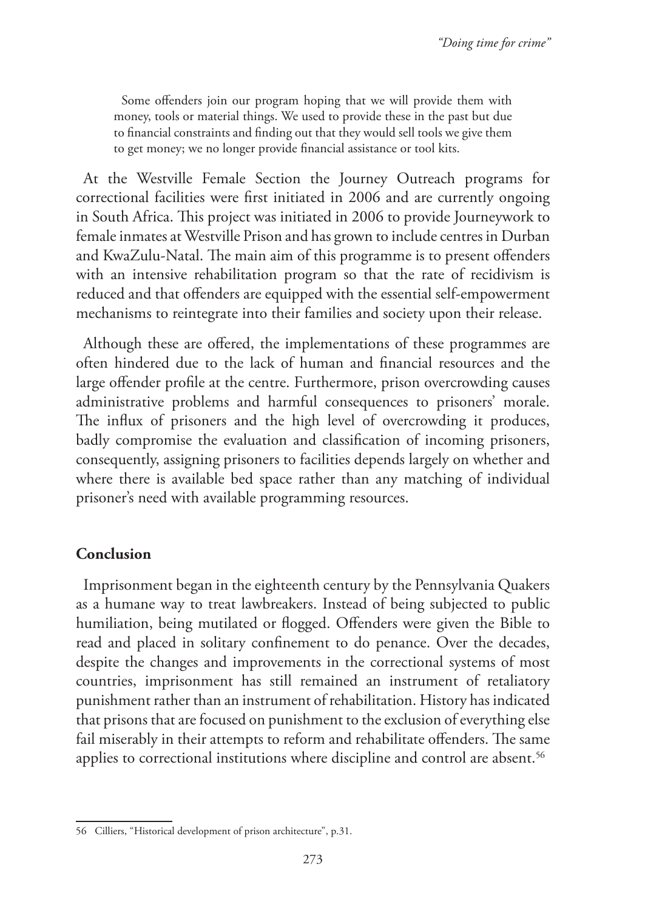> Some offenders join our program hoping that we will provide them with money, tools or material things. We used to provide these in the past but due to financial constraints and finding out that they would sell tools we give them to get money; we no longer provide financial assistance or tool kits.

At the Westville Female Section the Journey Outreach programs for correctional facilities were first initiated in 2006 and are currently ongoing in South Africa. This project was initiated in 2006 to provide Journeywork to female inmates at Westville Prison and has grown to include centres in Durban and KwaZulu-Natal. The main aim of this programme is to present offenders with an intensive rehabilitation program so that the rate of recidivism is reduced and that offenders are equipped with the essential self-empowerment mechanisms to reintegrate into their families and society upon their release.

Although these are offered, the implementations of these programmes are often hindered due to the lack of human and financial resources and the large offender profile at the centre. Furthermore, prison overcrowding causes administrative problems and harmful consequences to prisoners' morale. The influx of prisoners and the high level of overcrowding it produces, badly compromise the evaluation and classification of incoming prisoners, consequently, assigning prisoners to facilities depends largely on whether and where there is available bed space rather than any matching of individual prisoner's need with available programming resources.

## Conclusion

Imprisonment began in the eighteenth century by the Pennsylvania Quakers as a humane way to treat lawbreakers. Instead of being subjected to public humiliation, being mutilated or flogged. Offenders were given the Bible to read and placed in solitary confinement to do penance. Over the decades, despite the changes and improvements in the correctional systems of most countries, imprisonment has still remained an instrument of retaliatory punishment rather than an instrument of rehabilitation. History has indicated that prisons that are focused on punishment to the exclusion of everything else fail miserably in their attempts to reform and rehabilitate offenders. The same applies to correctional institutions where discipline and control are absent.[56]

---

56 Cilliers, "Historical development of prison architecture", p.31.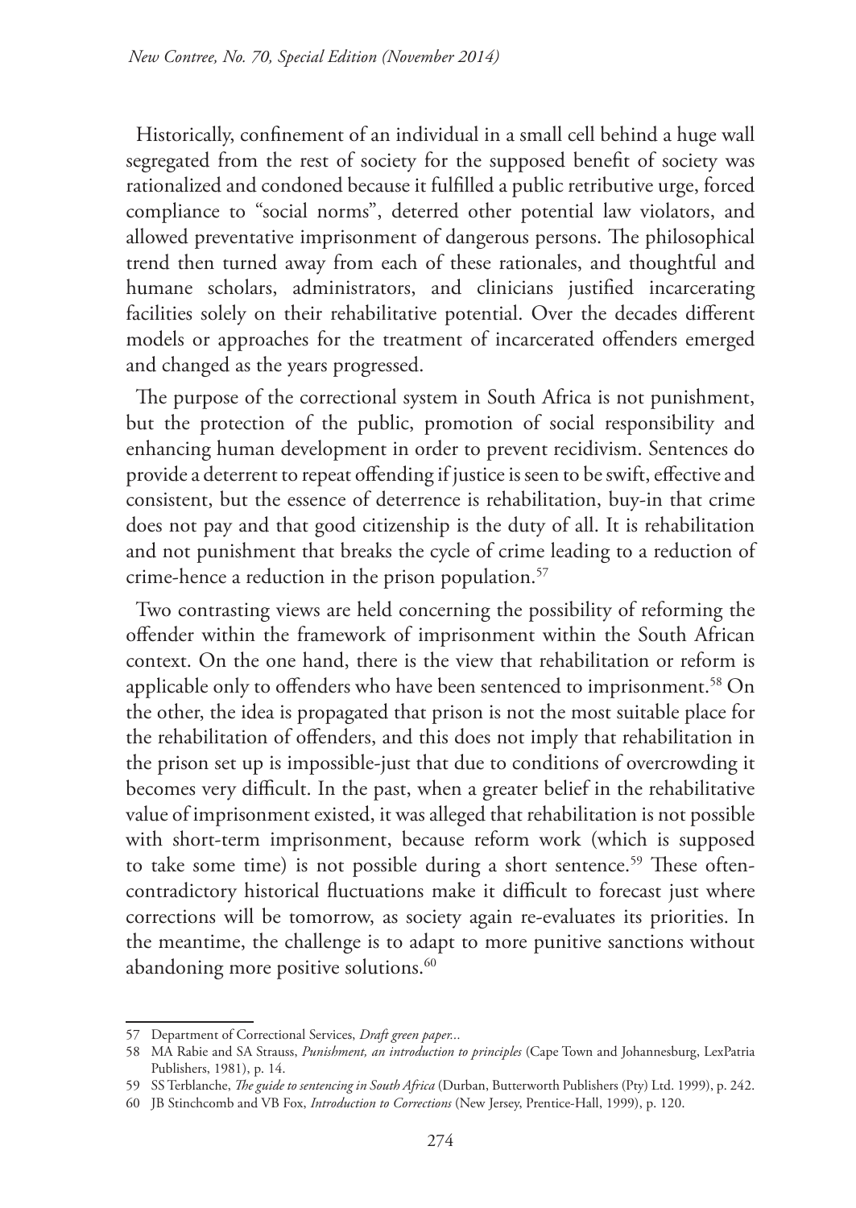Historically, confinement of an individual in a small cell behind a huge wall segregated from the rest of society for the supposed benefit of society was rationalized and condoned because it fulfilled a public retributive urge, forced compliance to "social norms", deterred other potential law violators, and allowed preventative imprisonment of dangerous persons. The philosophical trend then turned away from each of these rationales, and thoughtful and humane scholars, administrators, and clinicians justified incarcerating facilities solely on their rehabilitative potential. Over the decades different models or approaches for the treatment of incarcerated offenders emerged and changed as the years progressed.

The purpose of the correctional system in South Africa is not punishment, but the protection of the public, promotion of social responsibility and enhancing human development in order to prevent recidivism. Sentences do provide a deterrent to repeat offending if justice is seen to be swift, effective and consistent, but the essence of deterrence is rehabilitation, buy-in that crime does not pay and that good citizenship is the duty of all. It is rehabilitation and not punishment that breaks the cycle of crime leading to a reduction of crime-hence a reduction in the prison population.[57]

Two contrasting views are held concerning the possibility of reforming the offender within the framework of imprisonment within the South African context. On the one hand, there is the view that rehabilitation or reform is applicable only to offenders who have been sentenced to imprisonment.[58] On the other, the idea is propagated that prison is not the most suitable place for the rehabilitation of offenders, and this does not imply that rehabilitation in the prison set up is impossible-just that due to conditions of overcrowding it becomes very difficult. In the past, when a greater belief in the rehabilitative value of imprisonment existed, it was alleged that rehabilitation is not possible with short-term imprisonment, because reform work (which is supposed to take some time) is not possible during a short sentence.[59] These often-contradictory historical fluctuations make it difficult to forecast just where corrections will be tomorrow, as society again re-evaluates its priorities. In the meantime, the challenge is to adapt to more punitive sanctions without abandoning more positive solutions.[60]

---

57 Department of Correctional Services, *Draft green paper...*

58 MA Rabie and SA Strauss, *Punishment, an introduction to principles* (Cape Town and Johannesburg, LexPatria Publishers, 1981), p. 14.

59 SS Terblanche, *The guide to sentencing in South Africa* (Durban, Butterworth Publishers (Pty) Ltd. 1999), p. 242.

60 JB Stinchcomb and VB Fox, *Introduction to Corrections* (New Jersey, Prentice-Hall, 1999), p. 120.